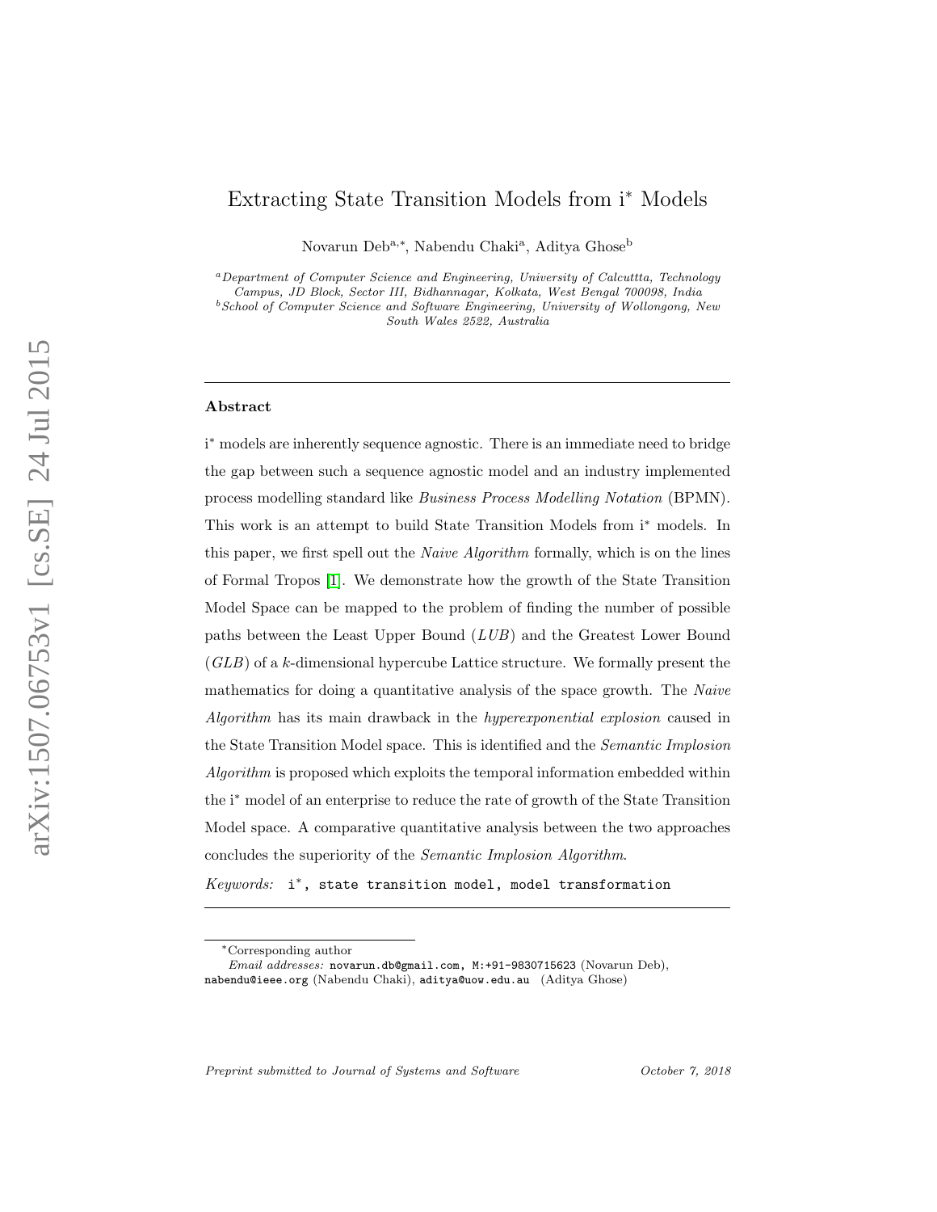# Extracting State Transition Models from i* Models

Novarun Deb[a,*], Nabendu Chaki[a], Aditya Ghose[b]

[a] *Department of Computer Science and Engineering, University of Calcuttta, Technology Campus, JD Block, Sector III, Bidhannagar, Kolkata, West Bengal 700098, India*

[b] *School of Computer Science and Software Engineering, University of Wollongong, New South Wales 2522, Australia*

---

## Abstract

i* models are inherently sequence agnostic. There is an immediate need to bridge the gap between such a sequence agnostic model and an industry implemented process modelling standard like *Business Process Modelling Notation* (BPMN). This work is an attempt to build State Transition Models from i* models. In this paper, we first spell out the *Naive Algorithm* formally, which is on the lines of Formal Tropos [1]. We demonstrate how the growth of the State Transition Model Space can be mapped to the problem of finding the number of possible paths between the Least Upper Bound (*LUB*) and the Greatest Lower Bound (*GLB*) of a $k$-dimensional hypercube Lattice structure. We formally present the mathematics for doing a quantitative analysis of the space growth. The *Naive Algorithm* has its main drawback in the *hyperexponential explosion* caused in the State Transition Model space. This is identified and the *Semantic Implosion Algorithm* is proposed which exploits the temporal information embedded within the i* model of an enterprise to reduce the rate of growth of the State Transition Model space. A comparative quantitative analysis between the two approaches concludes the superiority of the *Semantic Implosion Algorithm*.

*Keywords:* `i*, state transition model, model transformation`

---

*Corresponding author

*Email addresses:* `novarun.db@gmail.com, M:+91-9830715623` (Novarun Deb), `nabendu@ieee.org` (Nabendu Chaki), `aditya@uow.edu.au` (Aditya Ghose)

*Preprint submitted to Journal of Systems and Software* — *October 7, 2018*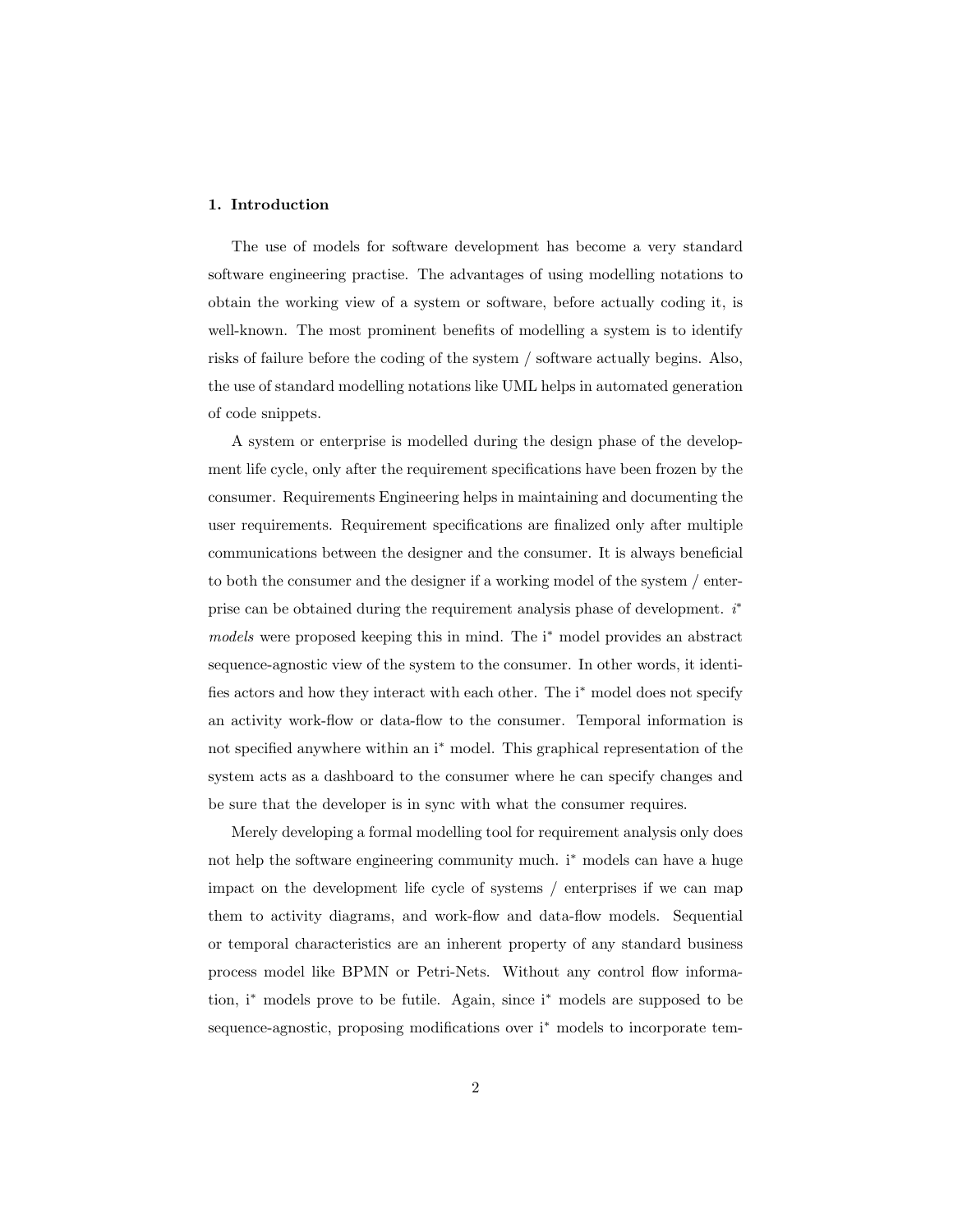## 1. Introduction

The use of models for software development has become a very standard software engineering practise. The advantages of using modelling notations to obtain the working view of a system or software, before actually coding it, is well-known. The most prominent benefits of modelling a system is to identify risks of failure before the coding of the system / software actually begins. Also, the use of standard modelling notations like UML helps in automated generation of code snippets.

A system or enterprise is modelled during the design phase of the development life cycle, only after the requirement specifications have been frozen by the consumer. Requirements Engineering helps in maintaining and documenting the user requirements. Requirement specifications are finalized only after multiple communications between the designer and the consumer. It is always beneficial to both the consumer and the designer if a working model of the system / enterprise can be obtained during the requirement analysis phase of development. *i\* models* were proposed keeping this in mind. The i\* model provides an abstract sequence-agnostic view of the system to the consumer. In other words, it identifies actors and how they interact with each other. The i\* model does not specify an activity work-flow or data-flow to the consumer. Temporal information is not specified anywhere within an i\* model. This graphical representation of the system acts as a dashboard to the consumer where he can specify changes and be sure that the developer is in sync with what the consumer requires.

Merely developing a formal modelling tool for requirement analysis only does not help the software engineering community much. i\* models can have a huge impact on the development life cycle of systems / enterprises if we can map them to activity diagrams, and work-flow and data-flow models. Sequential or temporal characteristics are an inherent property of any standard business process model like BPMN or Petri-Nets. Without any control flow information, i\* models prove to be futile. Again, since i\* models are supposed to be sequence-agnostic, proposing modifications over i\* models to incorporate tem-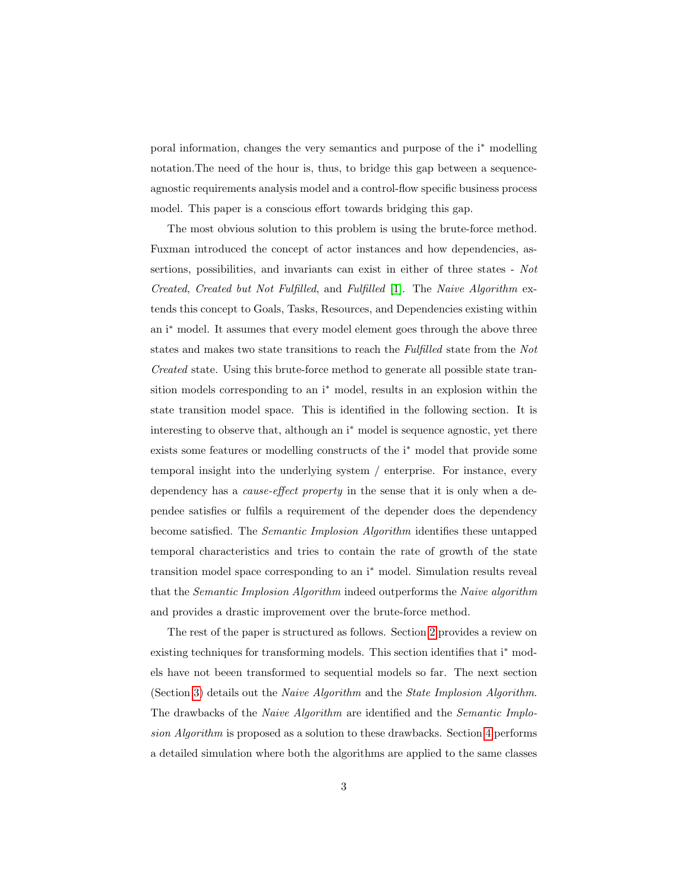poral information, changes the very semantics and purpose of the i* modelling notation.The need of the hour is, thus, to bridge this gap between a sequence-agnostic requirements analysis model and a control-flow specific business process model. This paper is a conscious effort towards bridging this gap.

The most obvious solution to this problem is using the brute-force method. Fuxman introduced the concept of actor instances and how dependencies, assertions, possibilities, and invariants can exist in either of three states - *Not Created*, *Created but Not Fulfilled*, and *Fulfilled* [1]. The *Naive Algorithm* extends this concept to Goals, Tasks, Resources, and Dependencies existing within an i* model. It assumes that every model element goes through the above three states and makes two state transitions to reach the *Fulfilled* state from the *Not Created* state. Using this brute-force method to generate all possible state transition models corresponding to an i* model, results in an explosion within the state transition model space. This is identified in the following section. It is interesting to observe that, although an i* model is sequence agnostic, yet there exists some features or modelling constructs of the i* model that provide some temporal insight into the underlying system / enterprise. For instance, every dependency has a *cause-effect property* in the sense that it is only when a dependee satisfies or fulfils a requirement of the depender does the dependency become satisfied. The *Semantic Implosion Algorithm* identifies these untapped temporal characteristics and tries to contain the rate of growth of the state transition model space corresponding to an i* model. Simulation results reveal that the *Semantic Implosion Algorithm* indeed outperforms the *Naive algorithm* and provides a drastic improvement over the brute-force method.

The rest of the paper is structured as follows. Section 2 provides a review on existing techniques for transforming models. This section identifies that i* models have not beeen transformed to sequential models so far. The next section (Section 3) details out the *Naive Algorithm* and the *State Implosion Algorithm*. The drawbacks of the *Naive Algorithm* are identified and the *Semantic Implosion Algorithm* is proposed as a solution to these drawbacks. Section 4 performs a detailed simulation where both the algorithms are applied to the same classes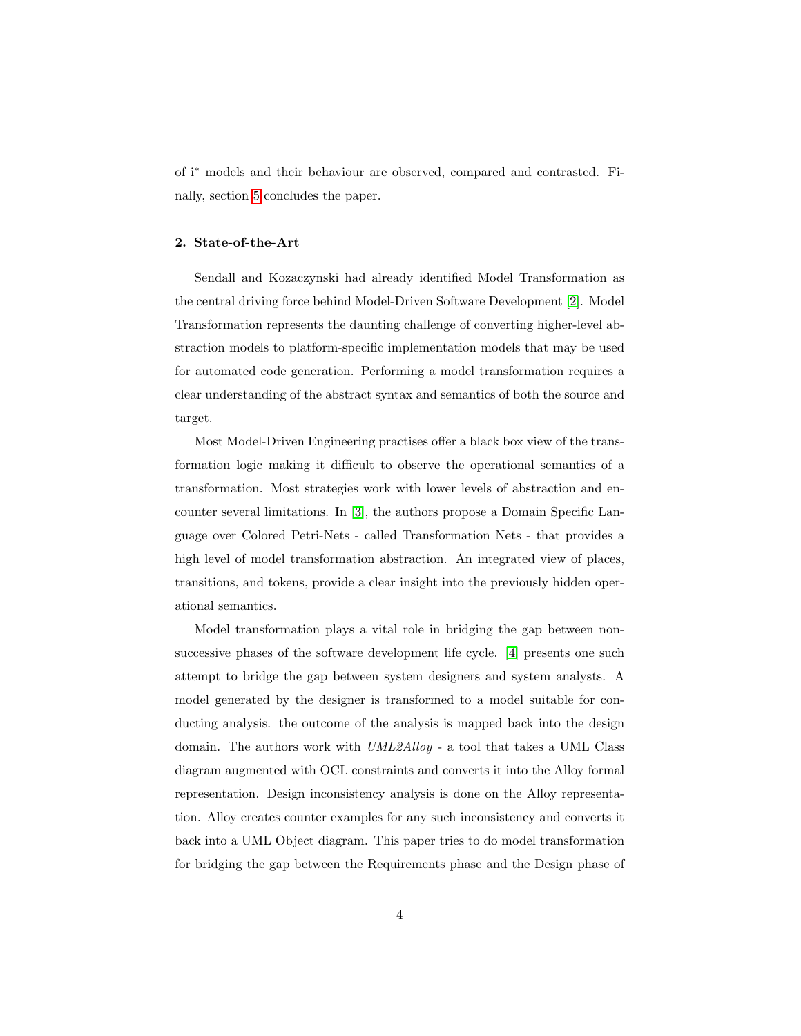of i* models and their behaviour are observed, compared and contrasted. Finally, section 5 concludes the paper.

## 2. State-of-the-Art

Sendall and Kozaczynski had already identified Model Transformation as the central driving force behind Model-Driven Software Development [2]. Model Transformation represents the daunting challenge of converting higher-level abstraction models to platform-specific implementation models that may be used for automated code generation. Performing a model transformation requires a clear understanding of the abstract syntax and semantics of both the source and target.

Most Model-Driven Engineering practises offer a black box view of the transformation logic making it difficult to observe the operational semantics of a transformation. Most strategies work with lower levels of abstraction and encounter several limitations. In [3], the authors propose a Domain Specific Language over Colored Petri-Nets - called Transformation Nets - that provides a high level of model transformation abstraction. An integrated view of places, transitions, and tokens, provide a clear insight into the previously hidden operational semantics.

Model transformation plays a vital role in bridging the gap between non-successive phases of the software development life cycle. [4] presents one such attempt to bridge the gap between system designers and system analysts. A model generated by the designer is transformed to a model suitable for conducting analysis. the outcome of the analysis is mapped back into the design domain. The authors work with *UML2Alloy* - a tool that takes a UML Class diagram augmented with OCL constraints and converts it into the Alloy formal representation. Design inconsistency analysis is done on the Alloy representation. Alloy creates counter examples for any such inconsistency and converts it back into a UML Object diagram. This paper tries to do model transformation for bridging the gap between the Requirements phase and the Design phase of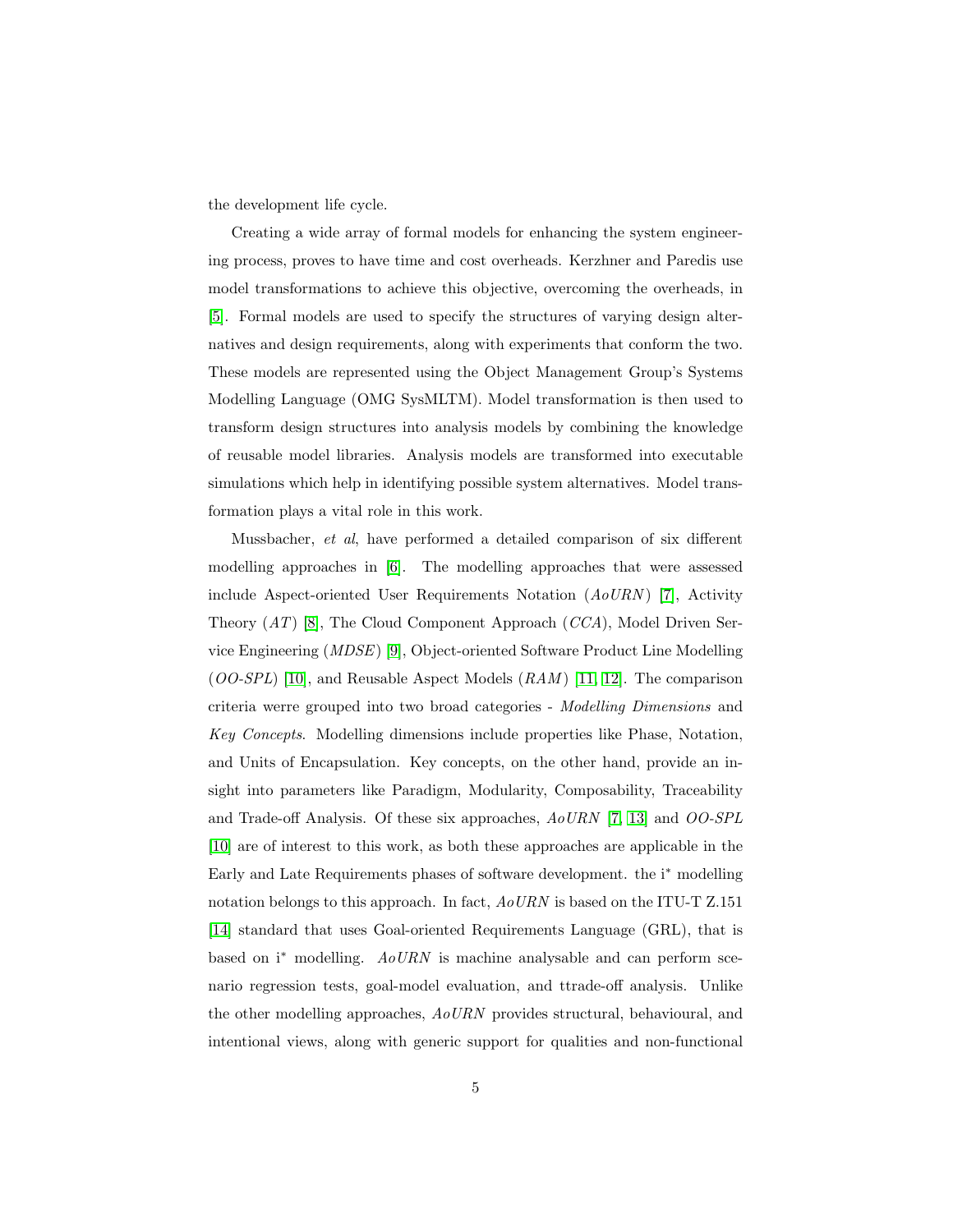the development life cycle.

Creating a wide array of formal models for enhancing the system engineering process, proves to have time and cost overheads. Kerzhner and Paredis use model transformations to achieve this objective, overcoming the overheads, in [5]. Formal models are used to specify the structures of varying design alternatives and design requirements, along with experiments that conform the two. These models are represented using the Object Management Group's Systems Modelling Language (OMG SysMLTM). Model transformation is then used to transform design structures into analysis models by combining the knowledge of reusable model libraries. Analysis models are transformed into executable simulations which help in identifying possible system alternatives. Model transformation plays a vital role in this work.

Mussbacher, *et al*, have performed a detailed comparison of six different modelling approaches in [6]. The modelling approaches that were assessed include Aspect-oriented User Requirements Notation (*AoURN*) [7], Activity Theory (*AT*) [8], The Cloud Component Approach (*CCA*), Model Driven Service Engineering (*MDSE*) [9], Object-oriented Software Product Line Modelling (*OO-SPL*) [10], and Reusable Aspect Models (*RAM*) [11, 12]. The comparison criteria werre grouped into two broad categories - *Modelling Dimensions* and *Key Concepts*. Modelling dimensions include properties like Phase, Notation, and Units of Encapsulation. Key concepts, on the other hand, provide an insight into parameters like Paradigm, Modularity, Composability, Traceability and Trade-off Analysis. Of these six approaches, *AoURN* [7, 13] and *OO-SPL* [10] are of interest to this work, as both these approaches are applicable in the Early and Late Requirements phases of software development. the i* modelling notation belongs to this approach. In fact, *AoURN* is based on the ITU-T Z.151 [14] standard that uses Goal-oriented Requirements Language (GRL), that is based on i* modelling. *AoURN* is machine analysable and can perform scenario regression tests, goal-model evaluation, and ttrade-off analysis. Unlike the other modelling approaches, *AoURN* provides structural, behavioural, and intentional views, along with generic support for qualities and non-functional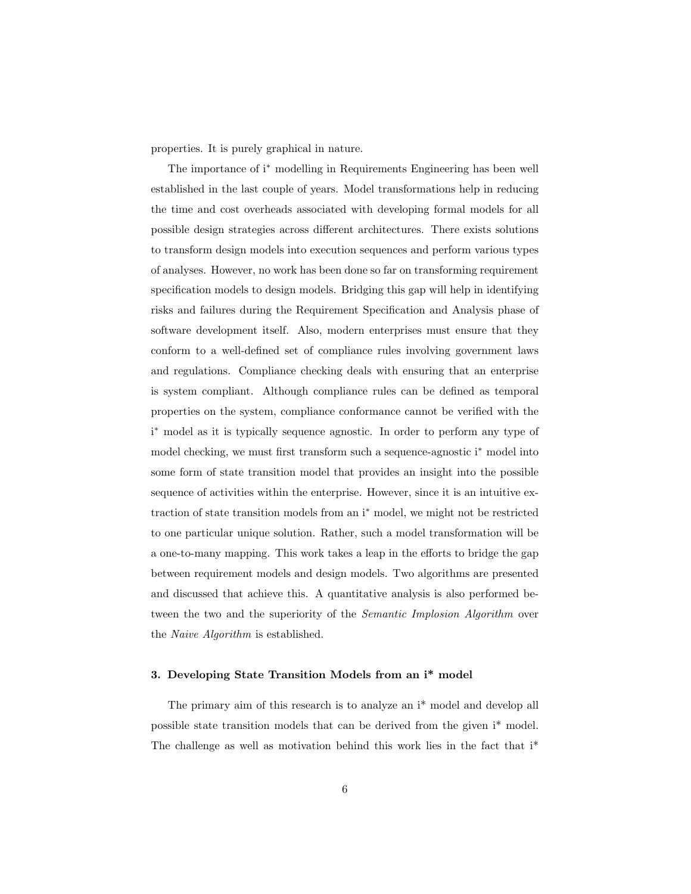properties. It is purely graphical in nature.

The importance of i* modelling in Requirements Engineering has been well established in the last couple of years. Model transformations help in reducing the time and cost overheads associated with developing formal models for all possible design strategies across different architectures. There exists solutions to transform design models into execution sequences and perform various types of analyses. However, no work has been done so far on transforming requirement specification models to design models. Bridging this gap will help in identifying risks and failures during the Requirement Specification and Analysis phase of software development itself. Also, modern enterprises must ensure that they conform to a well-defined set of compliance rules involving government laws and regulations. Compliance checking deals with ensuring that an enterprise is system compliant. Although compliance rules can be defined as temporal properties on the system, compliance conformance cannot be verified with the i* model as it is typically sequence agnostic. In order to perform any type of model checking, we must first transform such a sequence-agnostic i* model into some form of state transition model that provides an insight into the possible sequence of activities within the enterprise. However, since it is an intuitive extraction of state transition models from an i* model, we might not be restricted to one particular unique solution. Rather, such a model transformation will be a one-to-many mapping. This work takes a leap in the efforts to bridge the gap between requirement models and design models. Two algorithms are presented and discussed that achieve this. A quantitative analysis is also performed between the two and the superiority of the *Semantic Implosion Algorithm* over the *Naive Algorithm* is established.

## 3. Developing State Transition Models from an i* model

The primary aim of this research is to analyze an i* model and develop all possible state transition models that can be derived from the given i* model. The challenge as well as motivation behind this work lies in the fact that i*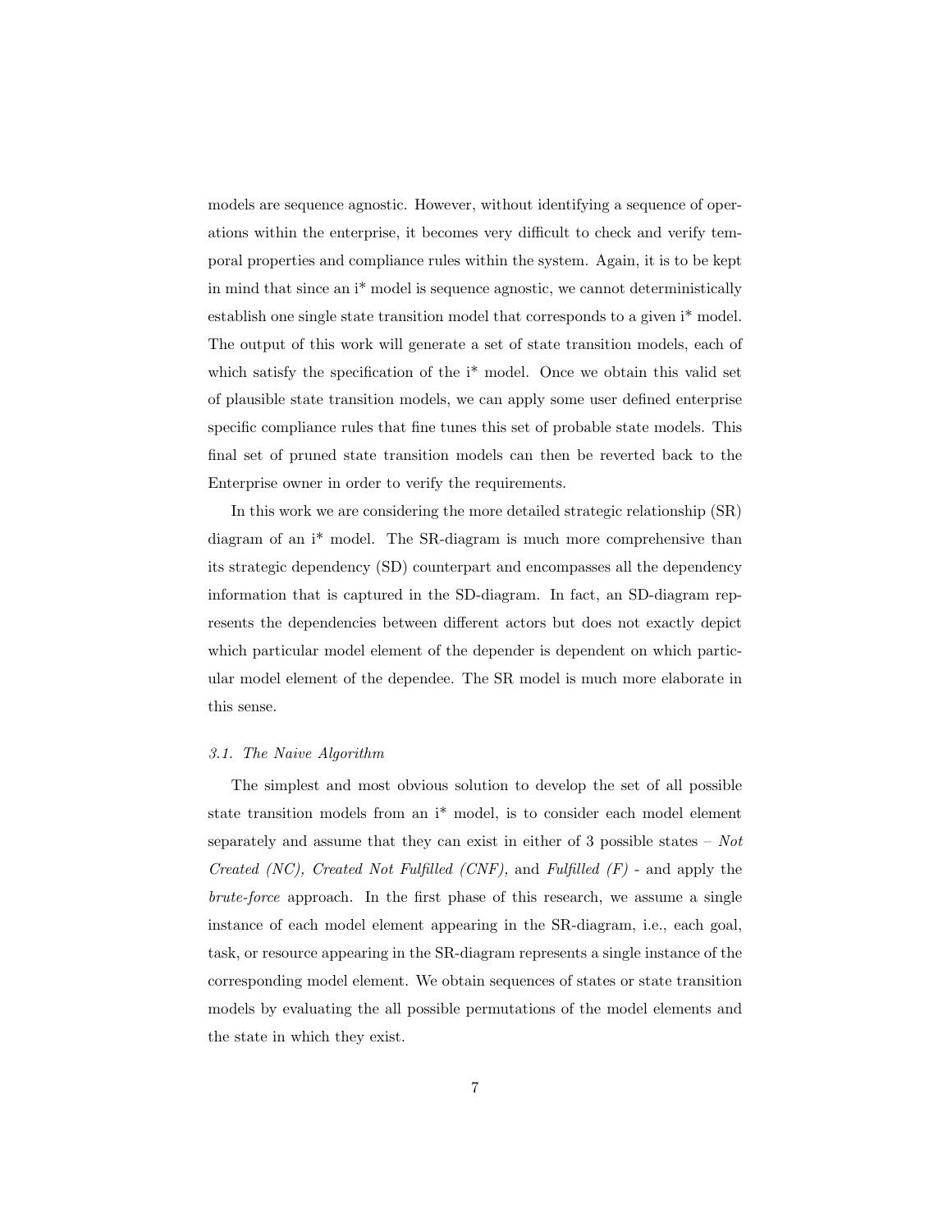models are sequence agnostic. However, without identifying a sequence of operations within the enterprise, it becomes very difficult to check and verify temporal properties and compliance rules within the system. Again, it is to be kept in mind that since an i* model is sequence agnostic, we cannot deterministically establish one single state transition model that corresponds to a given i* model. The output of this work will generate a set of state transition models, each of which satisfy the specification of the i* model. Once we obtain this valid set of plausible state transition models, we can apply some user defined enterprise specific compliance rules that fine tunes this set of probable state models. This final set of pruned state transition models can then be reverted back to the Enterprise owner in order to verify the requirements.

In this work we are considering the more detailed strategic relationship (SR) diagram of an i* model. The SR-diagram is much more comprehensive than its strategic dependency (SD) counterpart and encompasses all the dependency information that is captured in the SD-diagram. In fact, an SD-diagram represents the dependencies between different actors but does not exactly depict which particular model element of the depender is dependent on which particular model element of the dependee. The SR model is much more elaborate in this sense.

### *3.1. The Naive Algorithm*

The simplest and most obvious solution to develop the set of all possible state transition models from an i* model, is to consider each model element separately and assume that they can exist in either of 3 possible states – *Not Created (NC), Created Not Fulfilled (CNF),* and *Fulfilled (F)* - and apply the *brute-force* approach. In the first phase of this research, we assume a single instance of each model element appearing in the SR-diagram, i.e., each goal, task, or resource appearing in the SR-diagram represents a single instance of the corresponding model element. We obtain sequences of states or state transition models by evaluating the all possible permutations of the model elements and the state in which they exist.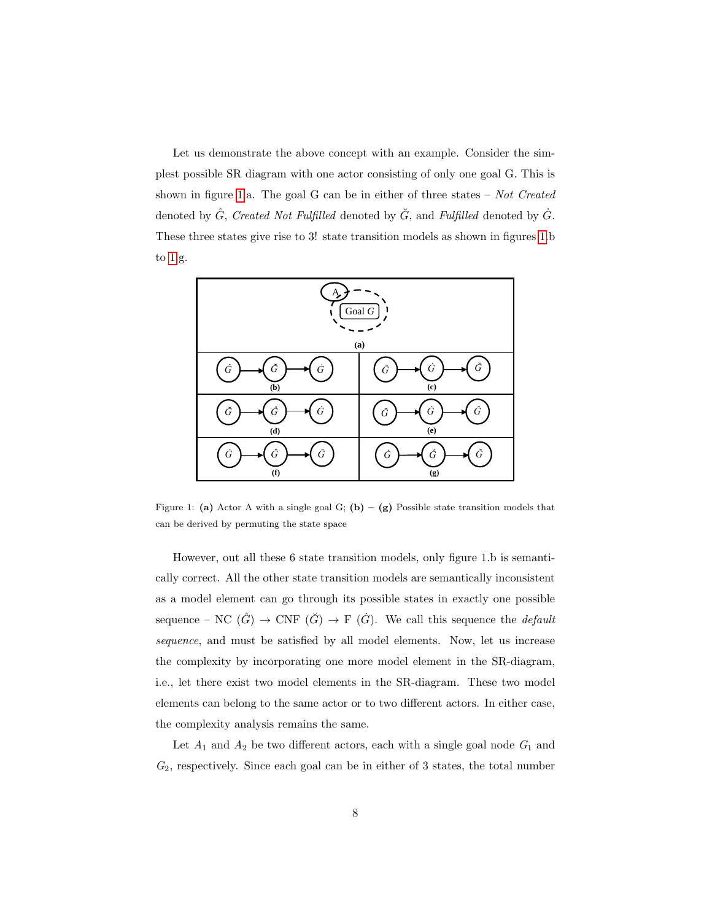Let us demonstrate the above concept with an example. Consider the simplest possible SR diagram with one actor consisting of only one goal G. This is shown in figure 1.a. The goal G can be in either of three states – *Not Created* denoted by $\hat{G}$, *Created Not Fulfilled* denoted by $\breve{G}$, and *Fulfilled* denoted by $\dot{G}$. These three states give rise to 3! state transition models as shown in figures 1.b to 1.g.

Figure 1: **(a)** Actor A with a single goal G; **(b)** – **(g)** Possible state transition models that can be derived by permuting the state space

However, out all these 6 state transition models, only figure 1.b is semantically correct. All the other state transition models are semantically inconsistent as a model element can go through its possible states in exactly one possible sequence – NC ($\hat{G}$) → CNF ($\breve{G}$) → F ($\dot{G}$). We call this sequence the *default sequence*, and must be satisfied by all model elements. Now, let us increase the complexity by incorporating one more model element in the SR-diagram, i.e., let there exist two model elements in the SR-diagram. These two model elements can belong to the same actor or to two different actors. In either case, the complexity analysis remains the same.

Let $A_1$ and $A_2$ be two different actors, each with a single goal node $G_1$ and $G_2$, respectively. Since each goal can be in either of 3 states, the total number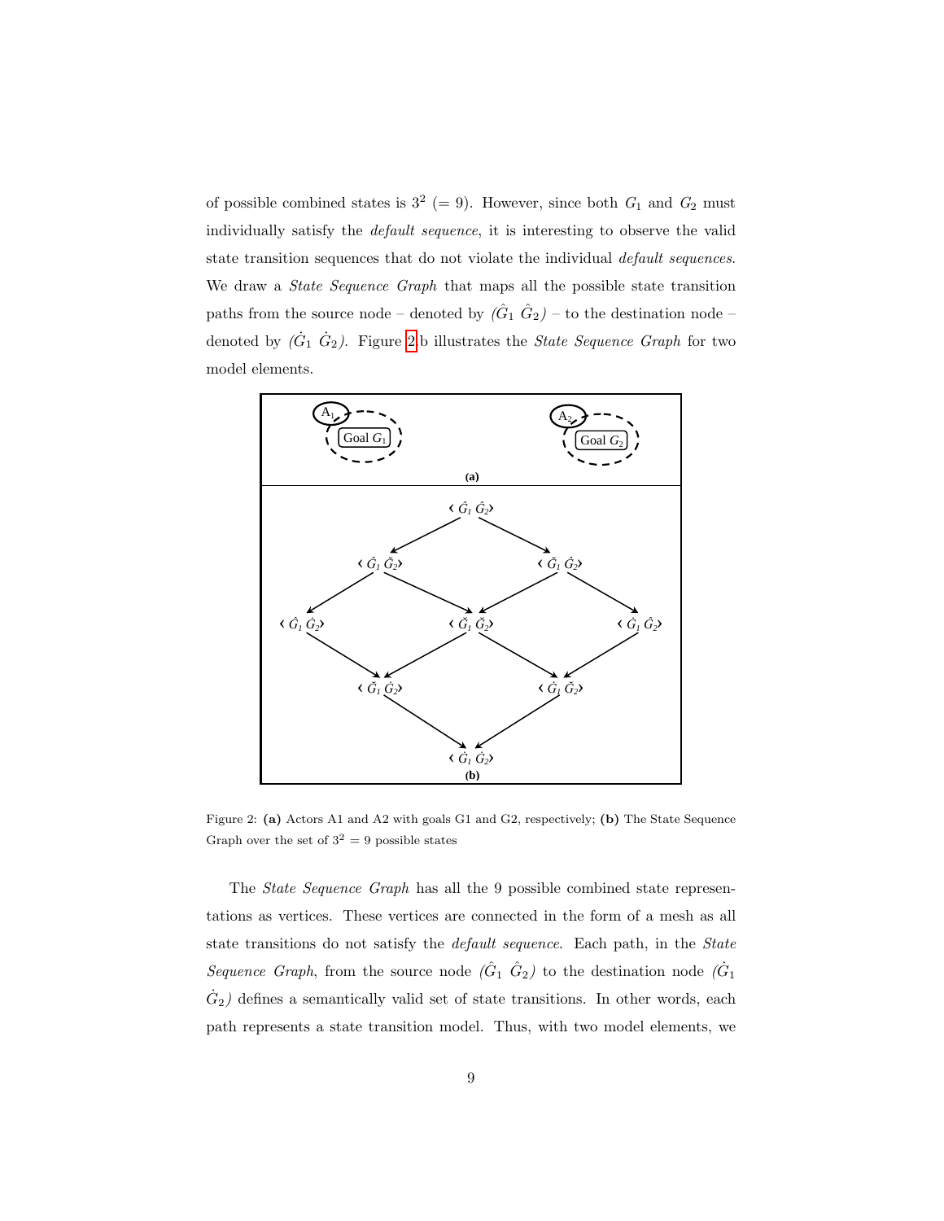of possible combined states is $3^2$ (= 9). However, since both $G_1$ and $G_2$ must individually satisfy the *default sequence*, it is interesting to observe the valid state transition sequences that do not violate the individual *default sequences*. We draw a *State Sequence Graph* that maps all the possible state transition paths from the source node – denoted by *($\hat{G}_1$ $\hat{G}_2$)* – to the destination node – denoted by *($\dot{G}_1$ $\dot{G}_2$)*. Figure 2.b illustrates the *State Sequence Graph* for two model elements.

Figure 2: **(a)** Actors A1 and A2 with goals G1 and G2, respectively; **(b)** The State Sequence Graph over the set of $3^2 = 9$ possible states

The *State Sequence Graph* has all the 9 possible combined state representations as vertices. These vertices are connected in the form of a mesh as all state transitions do not satisfy the *default sequence*. Each path, in the *State Sequence Graph*, from the source node *($\hat{G}_1$ $\hat{G}_2$)* to the destination node *($\dot{G}_1$ $\dot{G}_2$)* defines a semantically valid set of state transitions. In other words, each path represents a state transition model. Thus, with two model elements, we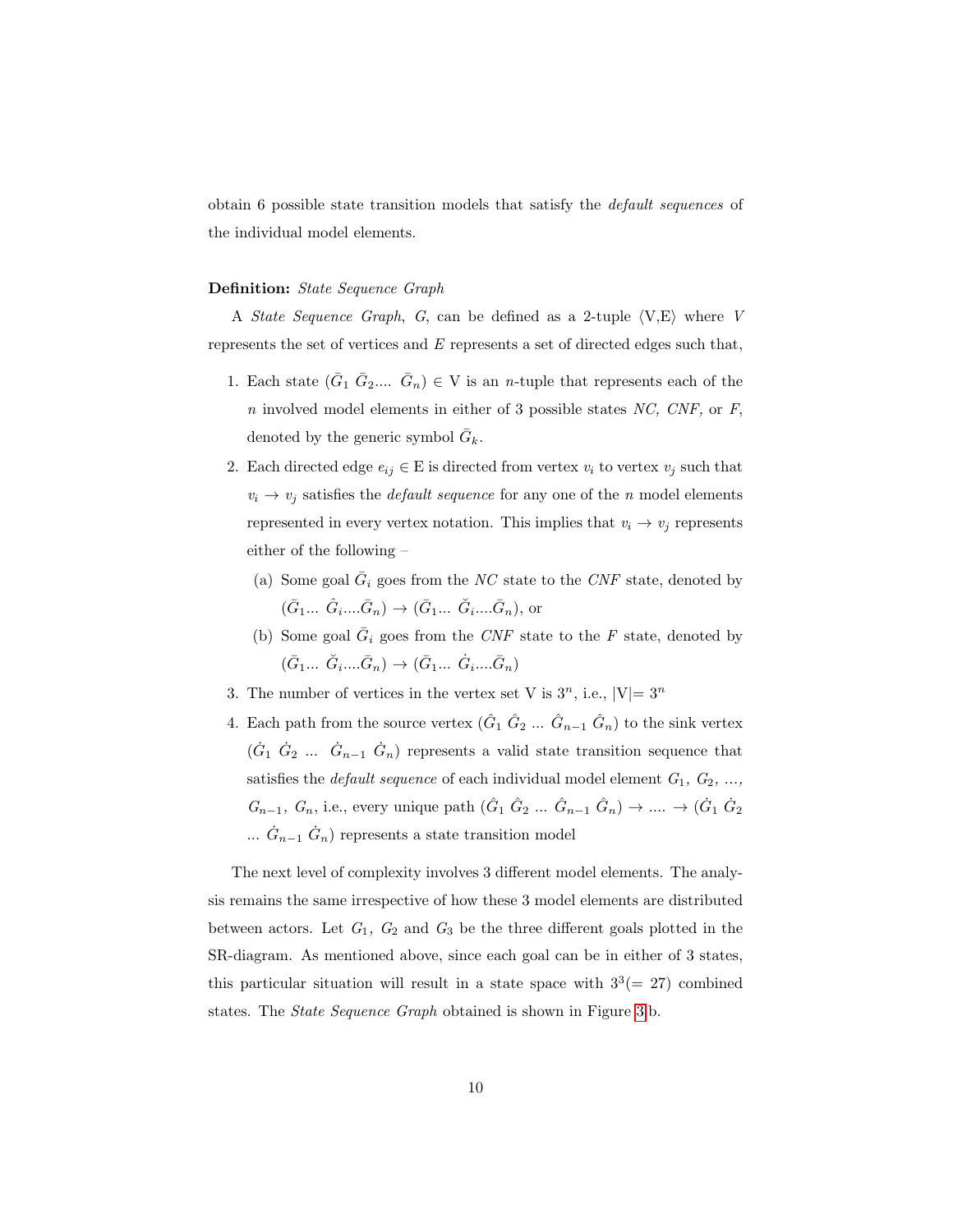obtain 6 possible state transition models that satisfy the *default sequences* of the individual model elements.

**Definition:** *State Sequence Graph*

A *State Sequence Graph*, $G$, can be defined as a 2-tuple ⟨V,E⟩ where $V$ represents the set of vertices and $E$ represents a set of directed edges such that,

1. Each state ($\bar{G}_1$ $\bar{G}_2$.... $\bar{G}_n$) ∈ V is an $n$-tuple that represents each of the $n$ involved model elements in either of 3 possible states *NC, CNF,* or *F*, denoted by the generic symbol $\bar{G}_k$.
2. Each directed edge $e_{ij}$ ∈ E is directed from vertex $v_i$ to vertex $v_j$ such that $v_i \rightarrow v_j$ satisfies the *default sequence* for any one of the $n$ model elements represented in every vertex notation. This implies that $v_i \rightarrow v_j$ represents either of the following –
   (a) Some goal $\bar{G}_i$ goes from the *NC* state to the *CNF* state, denoted by ($\bar{G}_1$... $\hat{G}_i$....$\bar{G}_n$) → ($\bar{G}_1$... $\breve{G}_i$....$\bar{G}_n$), or
   (b) Some goal $\bar{G}_i$ goes from the *CNF* state to the *F* state, denoted by ($\bar{G}_1$... $\breve{G}_i$....$\bar{G}_n$) → ($\bar{G}_1$... $\dot{G}_i$....$\bar{G}_n$)
3. The number of vertices in the vertex set V is $3^n$, i.e., |V|= $3^n$
4. Each path from the source vertex ($\hat{G}_1$ $\hat{G}_2$ ... $\hat{G}_{n-1}$ $\hat{G}_n$) to the sink vertex ($\dot{G}_1$ $\dot{G}_2$ ... $\dot{G}_{n-1}$ $\dot{G}_n$) represents a valid state transition sequence that satisfies the *default sequence* of each individual model element $G_1$, $G_2$, ..., $G_{n-1}$, $G_n$, i.e., every unique path ($\hat{G}_1$ $\hat{G}_2$ ... $\hat{G}_{n-1}$ $\hat{G}_n$) → .... → ($\dot{G}_1$ $\dot{G}_2$ ... $\dot{G}_{n-1}$ $\dot{G}_n$) represents a state transition model

The next level of complexity involves 3 different model elements. The analysis remains the same irrespective of how these 3 model elements are distributed between actors. Let $G_1$, $G_2$ and $G_3$ be the three different goals plotted in the SR-diagram. As mentioned above, since each goal can be in either of 3 states, this particular situation will result in a state space with $3^3$(= 27) combined states. The *State Sequence Graph* obtained is shown in Figure 3b.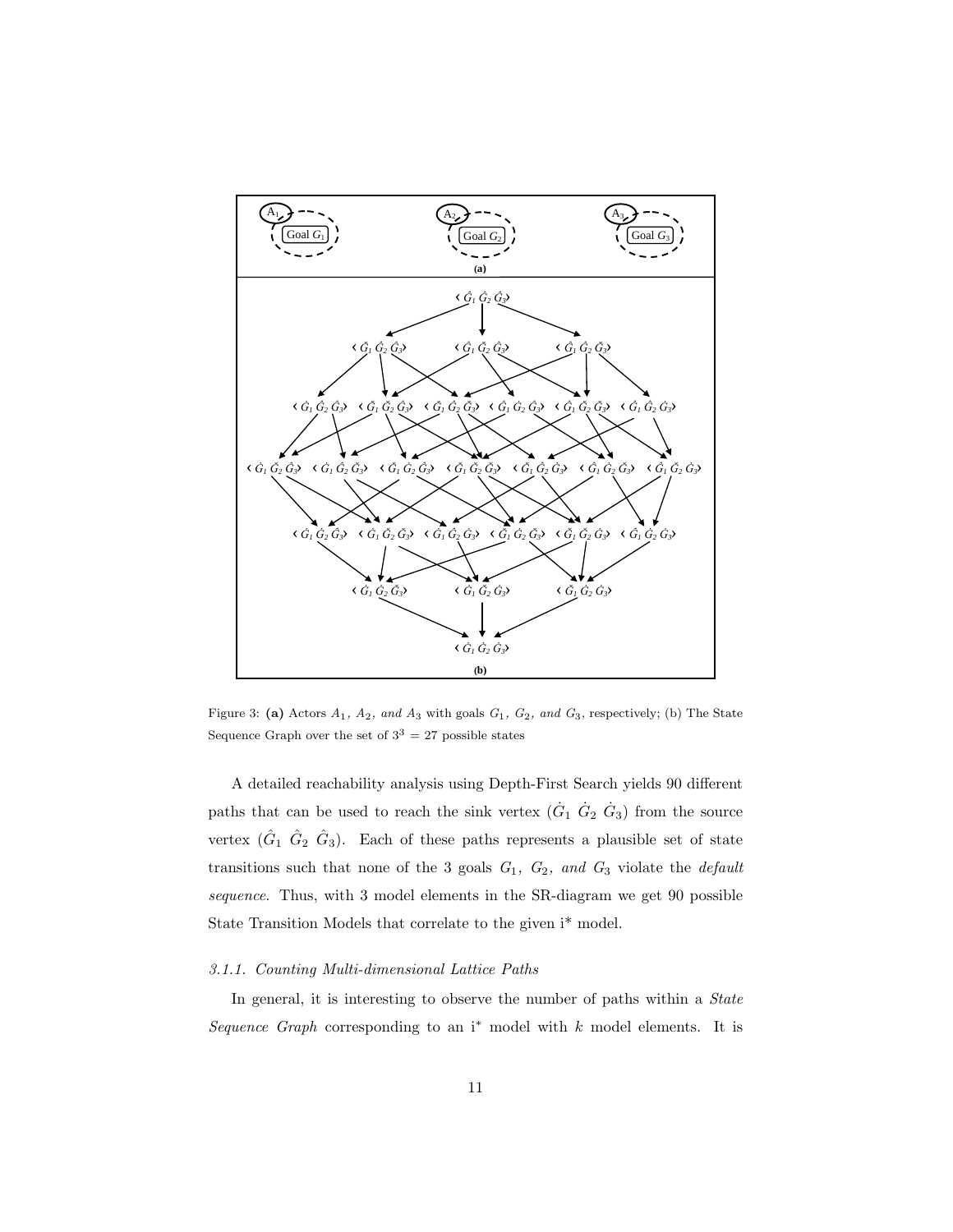Figure 3: **(a)** Actors $A_1,\ A_2,\ and\ A_3$ with goals $G_1,\ G_2,\ and\ G_3$, respectively; (b) The State Sequence Graph over the set of $3^3 = 27$ possible states

A detailed reachability analysis using Depth-First Search yields 90 different paths that can be used to reach the sink vertex ($\dot{G}_1\ \dot{G}_2\ \dot{G}_3$) from the source vertex ($\hat{G}_1\ \hat{G}_2\ \hat{G}_3$). Each of these paths represents a plausible set of state transitions such that none of the 3 goals $G_1,\ G_2,\ and\ G_3$ violate the *default sequence*. Thus, with 3 model elements in the SR-diagram we get 90 possible State Transition Models that correlate to the given i* model.

### *3.1.1. Counting Multi-dimensional Lattice Paths*

In general, it is interesting to observe the number of paths within a *State Sequence Graph* corresponding to an i* model with $k$ model elements. It is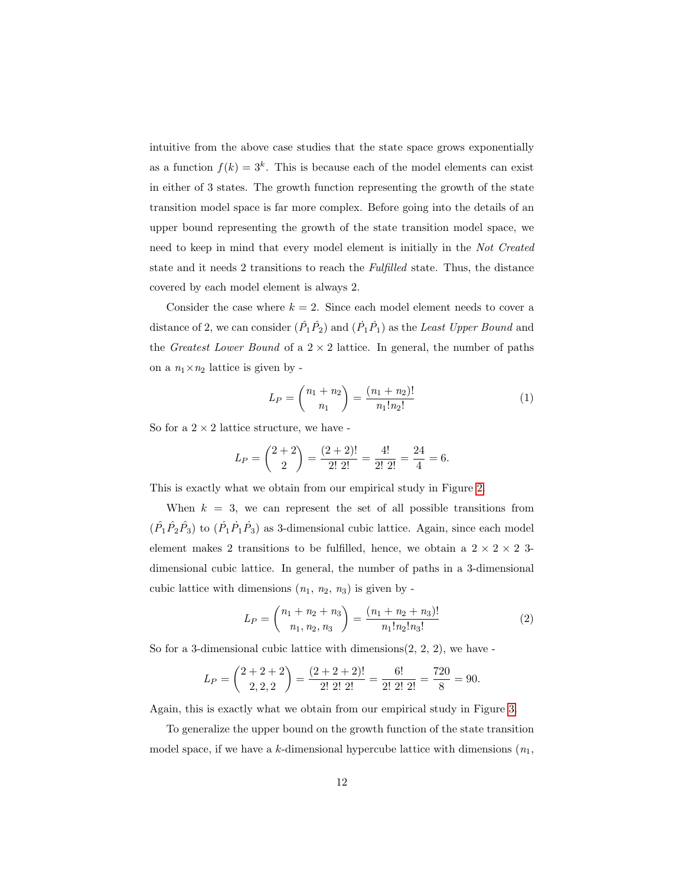intuitive from the above case studies that the state space grows exponentially as a function $f(k) = 3^k$. This is because each of the model elements can exist in either of 3 states. The growth function representing the growth of the state transition model space is far more complex. Before going into the details of an upper bound representing the growth of the state transition model space, we need to keep in mind that every model element is initially in the *Not Created* state and it needs 2 transitions to reach the *Fulfilled* state. Thus, the distance covered by each model element is always 2.

Consider the case where $k = 2$. Since each model element needs to cover a distance of 2, we can consider $(\hat{P}_1\hat{P}_2)$ and $(\dot{P}_1\dot{P}_1)$ as the *Least Upper Bound* and the *Greatest Lower Bound* of a $2 \times 2$ lattice. In general, the number of paths on a $n_1 \times n_2$ lattice is given by -

$$L_P = \binom{n_1 + n_2}{n_1} = \frac{(n_1 + n_2)!}{n_1! n_2!} \tag{1}$$

So for a $2 \times 2$ lattice structure, we have -

$$L_P = \binom{2+2}{2} = \frac{(2+2)!}{2!\ 2!} = \frac{4!}{2!\ 2!} = \frac{24}{4} = 6.$$

This is exactly what we obtain from our empirical study in Figure 2.

When $k = 3$, we can represent the set of all possible transitions from $(\hat{P}_1\hat{P}_2\hat{P}_3)$ to $(\dot{P}_1\dot{P}_1\dot{P}_3)$ as 3-dimensional cubic lattice. Again, since each model element makes 2 transitions to be fulfilled, hence, we obtain a $2 \times 2 \times 2$ 3-dimensional cubic lattice. In general, the number of paths in a 3-dimensional cubic lattice with dimensions ($n_1$, $n_2$, $n_3$) is given by -

$$L_P = \binom{n_1 + n_2 + n_3}{n_1, n_2, n_3} = \frac{(n_1 + n_2 + n_3)!}{n_1! n_2! n_3!} \tag{2}$$

So for a 3-dimensional cubic lattice with dimensions(2, 2, 2), we have -

$$L_P = \binom{2+2+2}{2, 2, 2} = \frac{(2+2+2)!}{2!\ 2!\ 2!} = \frac{6!}{2!\ 2!\ 2!} = \frac{720}{8} = 90.$$

Again, this is exactly what we obtain from our empirical study in Figure 3.

To generalize the upper bound on the growth function of the state transition model space, if we have a $k$-dimensional hypercube lattice with dimensions ($n_1$,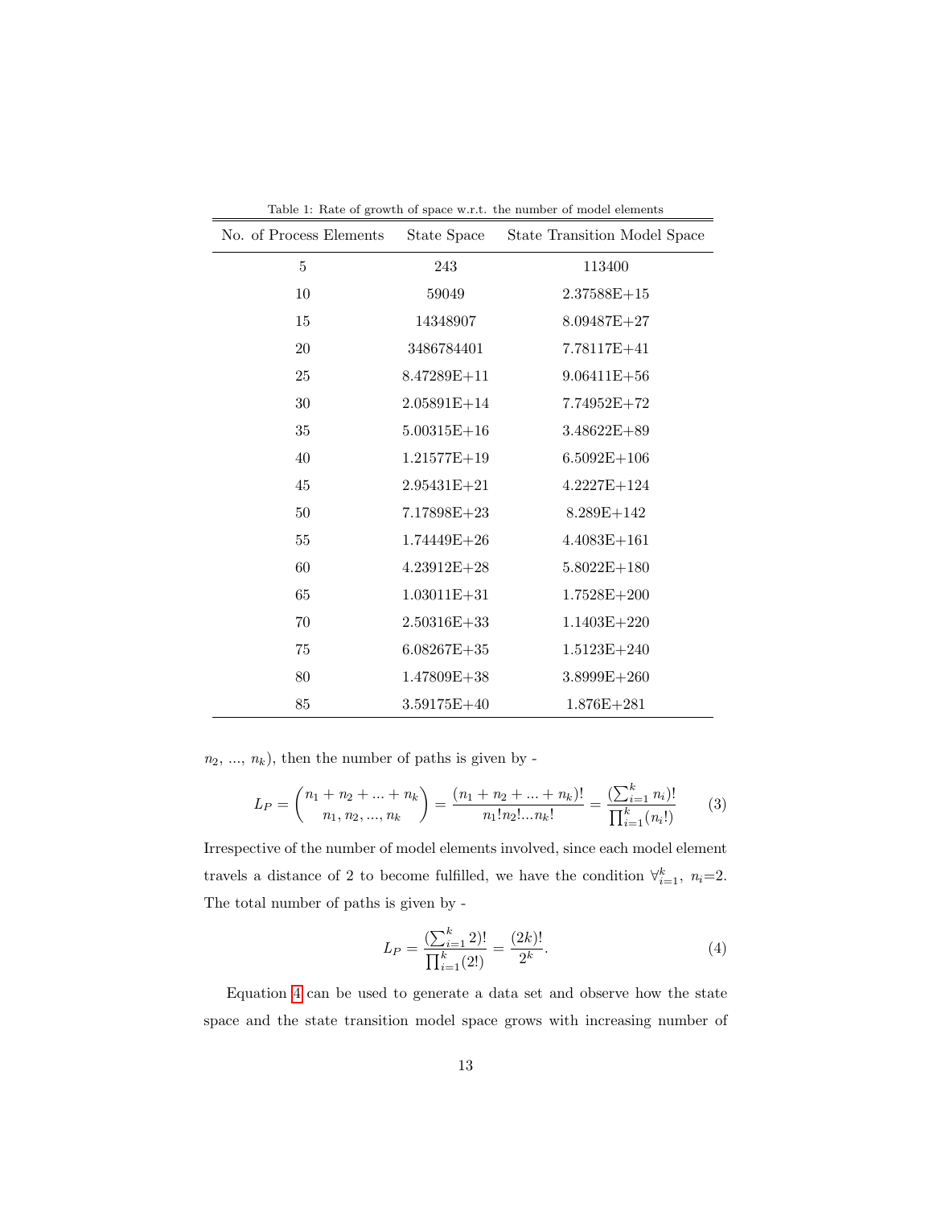Table 1: Rate of growth of space w.r.t. the number of model elements

| No. of Process Elements | State Space | State Transition Model Space |
|---|---|---|
| 5 | 243 | 113400 |
| 10 | 59049 | 2.37588E+15 |
| 15 | 14348907 | 8.09487E+27 |
| 20 | 3486784401 | 7.78117E+41 |
| 25 | 8.47289E+11 | 9.06411E+56 |
| 30 | 2.05891E+14 | 7.74952E+72 |
| 35 | 5.00315E+16 | 3.48622E+89 |
| 40 | 1.21577E+19 | 6.5092E+106 |
| 45 | 2.95431E+21 | 4.2227E+124 |
| 50 | 7.17898E+23 | 8.289E+142 |
| 55 | 1.74449E+26 | 4.4083E+161 |
| 60 | 4.23912E+28 | 5.8022E+180 |
| 65 | 1.03011E+31 | 1.7528E+200 |
| 70 | 2.50316E+33 | 1.1403E+220 |
| 75 | 6.08267E+35 | 1.5123E+240 |
| 80 | 1.47809E+38 | 3.8999E+260 |
| 85 | 3.59175E+40 | 1.876E+281 |

$n_2$, ..., $n_k$), then the number of paths is given by -

$$L_P = \binom{n_1 + n_2 + ... + n_k}{n_1, n_2, ..., n_k} = \frac{(n_1 + n_2 + ... + n_k)!}{n_1! n_2! ... n_k!} = \frac{(\sum_{i=1}^{k} n_i)!}{\prod_{i=1}^{k}(n_i!)} \quad (3)$$

Irrespective of the number of model elements involved, since each model element travels a distance of 2 to become fulfilled, we have the condition $\forall_{i=1}^{k},\ n_i$=2. The total number of paths is given by -

$$L_P = \frac{(\sum_{i=1}^{k} 2)!}{\prod_{i=1}^{k}(2!)} = \frac{(2k)!}{2^k}. \quad (4)$$

Equation 4 can be used to generate a data set and observe how the state space and the state transition model space grows with increasing number of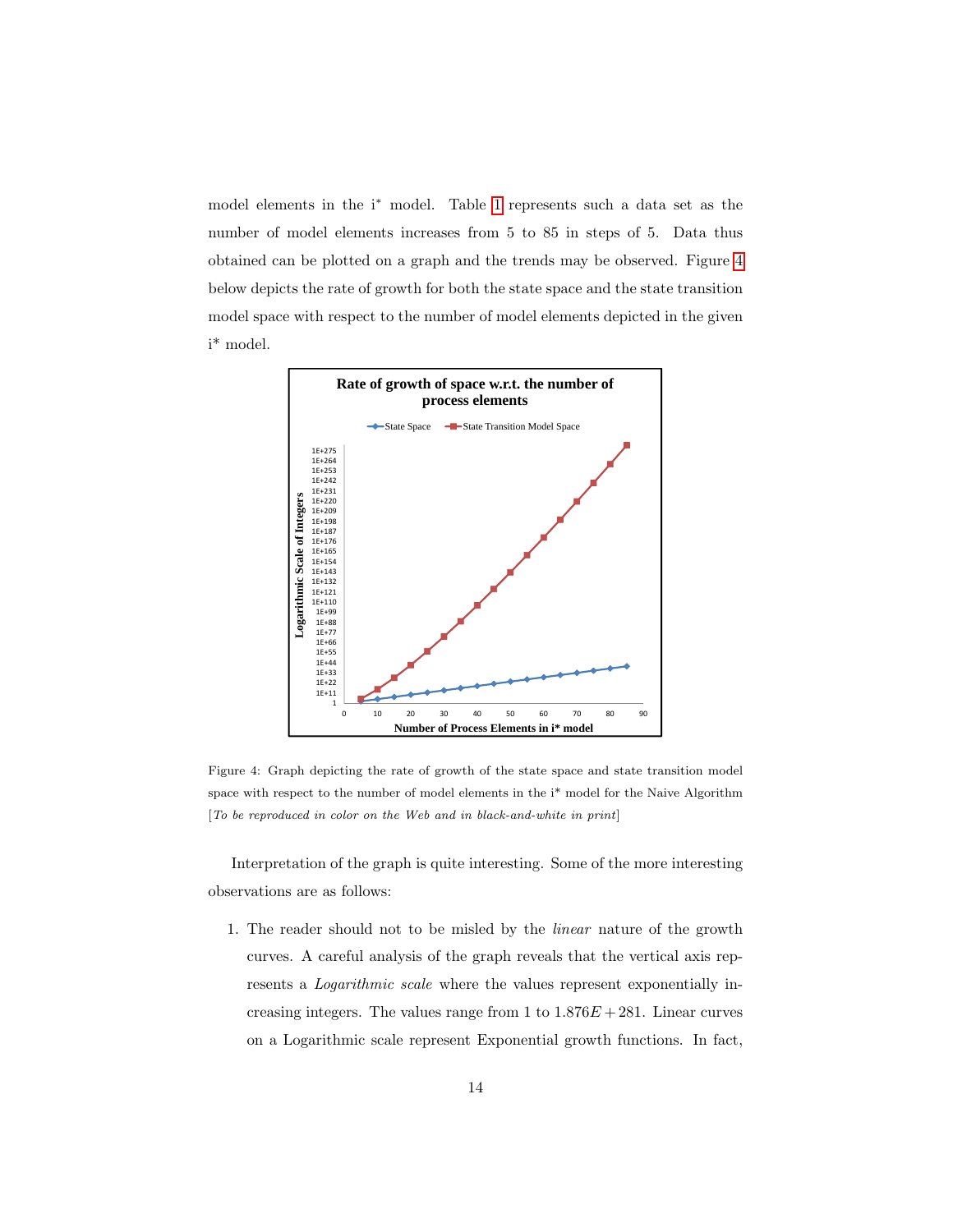model elements in the i* model. Table 1 represents such a data set as the number of model elements increases from 5 to 85 in steps of 5. Data thus obtained can be plotted on a graph and the trends may be observed. Figure 4 below depicts the rate of growth for both the state space and the state transition model space with respect to the number of model elements depicted in the given i* model.

Figure 4: Graph depicting the rate of growth of the state space and state transition model space with respect to the number of model elements in the i* model for the Naive Algorithm [*To be reproduced in color on the Web and in black-and-white in print*]

Interpretation of the graph is quite interesting. Some of the more interesting observations are as follows:

1. The reader should not to be misled by the *linear* nature of the growth curves. A careful analysis of the graph reveals that the vertical axis represents a *Logarithmic scale* where the values represent exponentially increasing integers. The values range from 1 to $1.876E + 281$. Linear curves on a Logarithmic scale represent Exponential growth functions. In fact,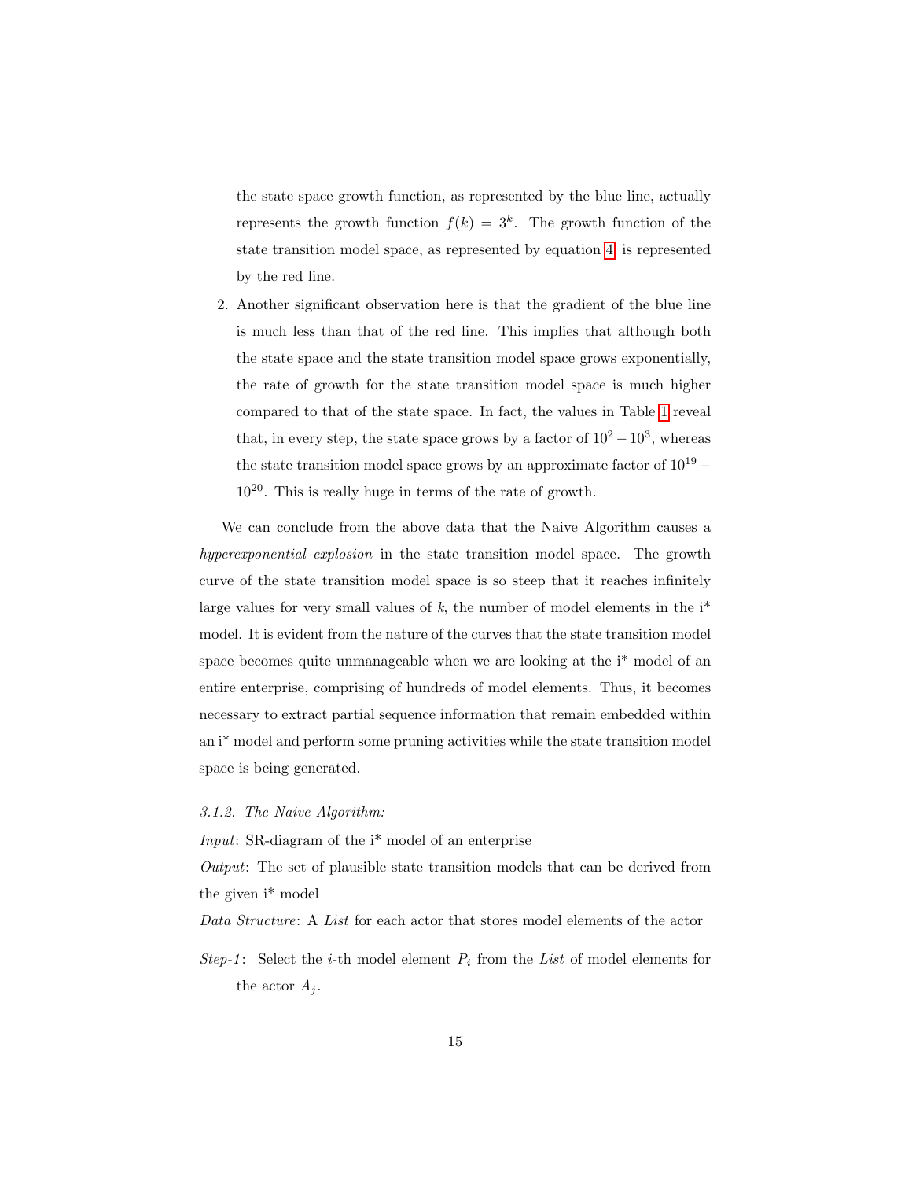the state space growth function, as represented by the blue line, actually represents the growth function $f(k) = 3^k$. The growth function of the state transition model space, as represented by equation 4, is represented by the red line.

2. Another significant observation here is that the gradient of the blue line is much less than that of the red line. This implies that although both the state space and the state transition model space grows exponentially, the rate of growth for the state transition model space is much higher compared to that of the state space. In fact, the values in Table 1 reveal that, in every step, the state space grows by a factor of $10^2 - 10^3$, whereas the state transition model space grows by an approximate factor of $10^{19} - 10^{20}$. This is really huge in terms of the rate of growth.

We can conclude from the above data that the Naive Algorithm causes a *hyperexponential explosion* in the state transition model space. The growth curve of the state transition model space is so steep that it reaches infinitely large values for very small values of $k$, the number of model elements in the i* model. It is evident from the nature of the curves that the state transition model space becomes quite unmanageable when we are looking at the i* model of an entire enterprise, comprising of hundreds of model elements. Thus, it becomes necessary to extract partial sequence information that remain embedded within an i* model and perform some pruning activities while the state transition model space is being generated.

*3.1.2. The Naive Algorithm:*

*Input*: SR-diagram of the i* model of an enterprise

*Output*: The set of plausible state transition models that can be derived from the given i* model

*Data Structure*: A *List* for each actor that stores model elements of the actor

*Step-1*: Select the $i$-th model element $P_i$ from the *List* of model elements for the actor $A_j$.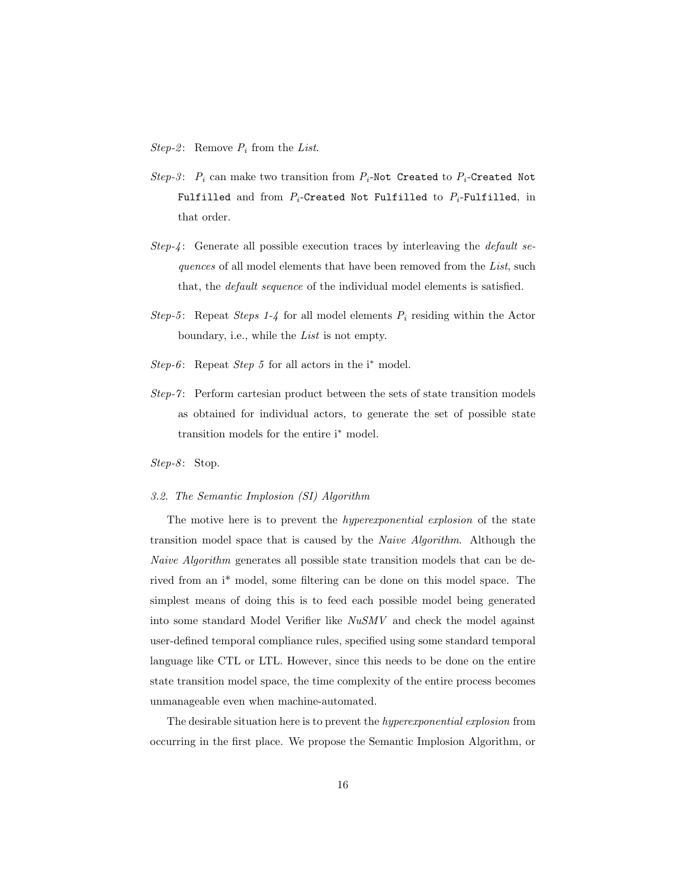*Step-2*: Remove $P_i$ from the *List*.

*Step-3*: $P_i$ can make two transition from $P_i$-`Not Created` to $P_i$-`Created Not Fulfilled` and from $P_i$-`Created Not Fulfilled` to $P_i$-`Fulfilled`, in that order.

*Step-4*: Generate all possible execution traces by interleaving the *default sequences* of all model elements that have been removed from the *List*, such that, the *default sequence* of the individual model elements is satisfied.

*Step-5*: Repeat *Steps 1-4* for all model elements $P_i$ residing within the Actor boundary, i.e., while the *List* is not empty.

*Step-6*: Repeat *Step 5* for all actors in the i* model.

*Step-7*: Perform cartesian product between the sets of state transition models as obtained for individual actors, to generate the set of possible state transition models for the entire i* model.

*Step-8*: Stop.

### *3.2. The Semantic Implosion (SI) Algorithm*

The motive here is to prevent the *hyperexponential explosion* of the state transition model space that is caused by the *Naive Algorithm*. Although the *Naive Algorithm* generates all possible state transition models that can be derived from an i* model, some filtering can be done on this model space. The simplest means of doing this is to feed each possible model being generated into some standard Model Verifier like *NuSMV* and check the model against user-defined temporal compliance rules, specified using some standard temporal language like CTL or LTL. However, since this needs to be done on the entire state transition model space, the time complexity of the entire process becomes unmanageable even when machine-automated.

The desirable situation here is to prevent the *hyperexponential explosion* from occurring in the first place. We propose the Semantic Implosion Algorithm, or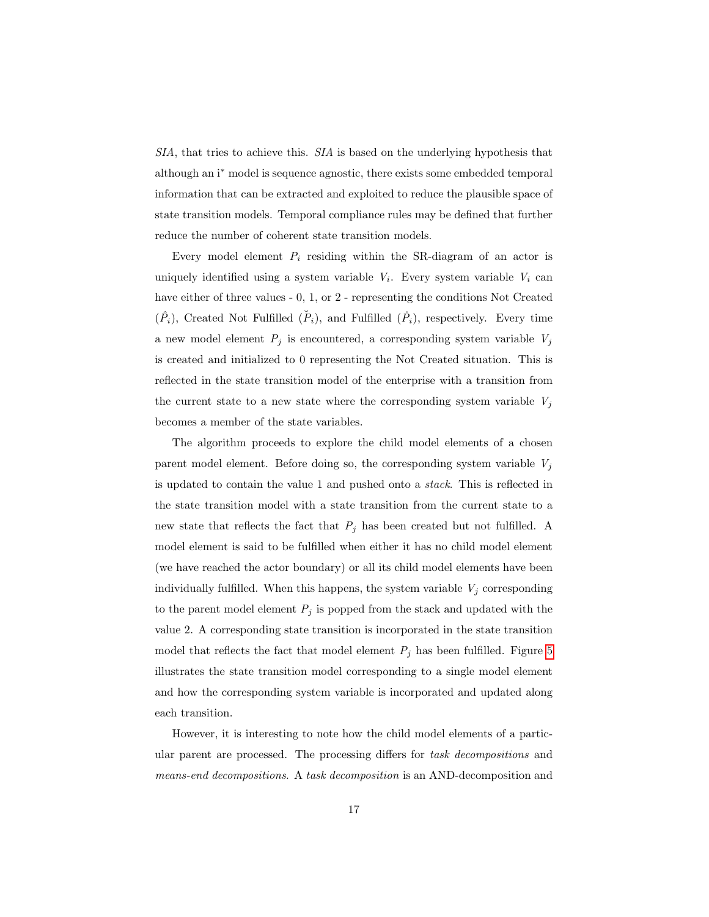*SIA*, that tries to achieve this. *SIA* is based on the underlying hypothesis that although an i$^*$ model is sequence agnostic, there exists some embedded temporal information that can be extracted and exploited to reduce the plausible space of state transition models. Temporal compliance rules may be defined that further reduce the number of coherent state transition models.

Every model element $P_i$ residing within the SR-diagram of an actor is uniquely identified using a system variable $V_i$. Every system variable $V_i$ can have either of three values - 0, 1, or 2 - representing the conditions Not Created ($\hat{P}_i$), Created Not Fulfilled ($\breve{P}_i$), and Fulfilled ($\dot{P}_i$), respectively. Every time a new model element $P_j$ is encountered, a corresponding system variable $V_j$ is created and initialized to 0 representing the Not Created situation. This is reflected in the state transition model of the enterprise with a transition from the current state to a new state where the corresponding system variable $V_j$ becomes a member of the state variables.

The algorithm proceeds to explore the child model elements of a chosen parent model element. Before doing so, the corresponding system variable $V_j$ is updated to contain the value 1 and pushed onto a *stack*. This is reflected in the state transition model with a state transition from the current state to a new state that reflects the fact that $P_j$ has been created but not fulfilled. A model element is said to be fulfilled when either it has no child model element (we have reached the actor boundary) or all its child model elements have been individually fulfilled. When this happens, the system variable $V_j$ corresponding to the parent model element $P_j$ is popped from the stack and updated with the value 2. A corresponding state transition is incorporated in the state transition model that reflects the fact that model element $P_j$ has been fulfilled. Figure 5 illustrates the state transition model corresponding to a single model element and how the corresponding system variable is incorporated and updated along each transition.

However, it is interesting to note how the child model elements of a particular parent are processed. The processing differs for *task decompositions* and *means-end decompositions*. A *task decomposition* is an AND-decomposition and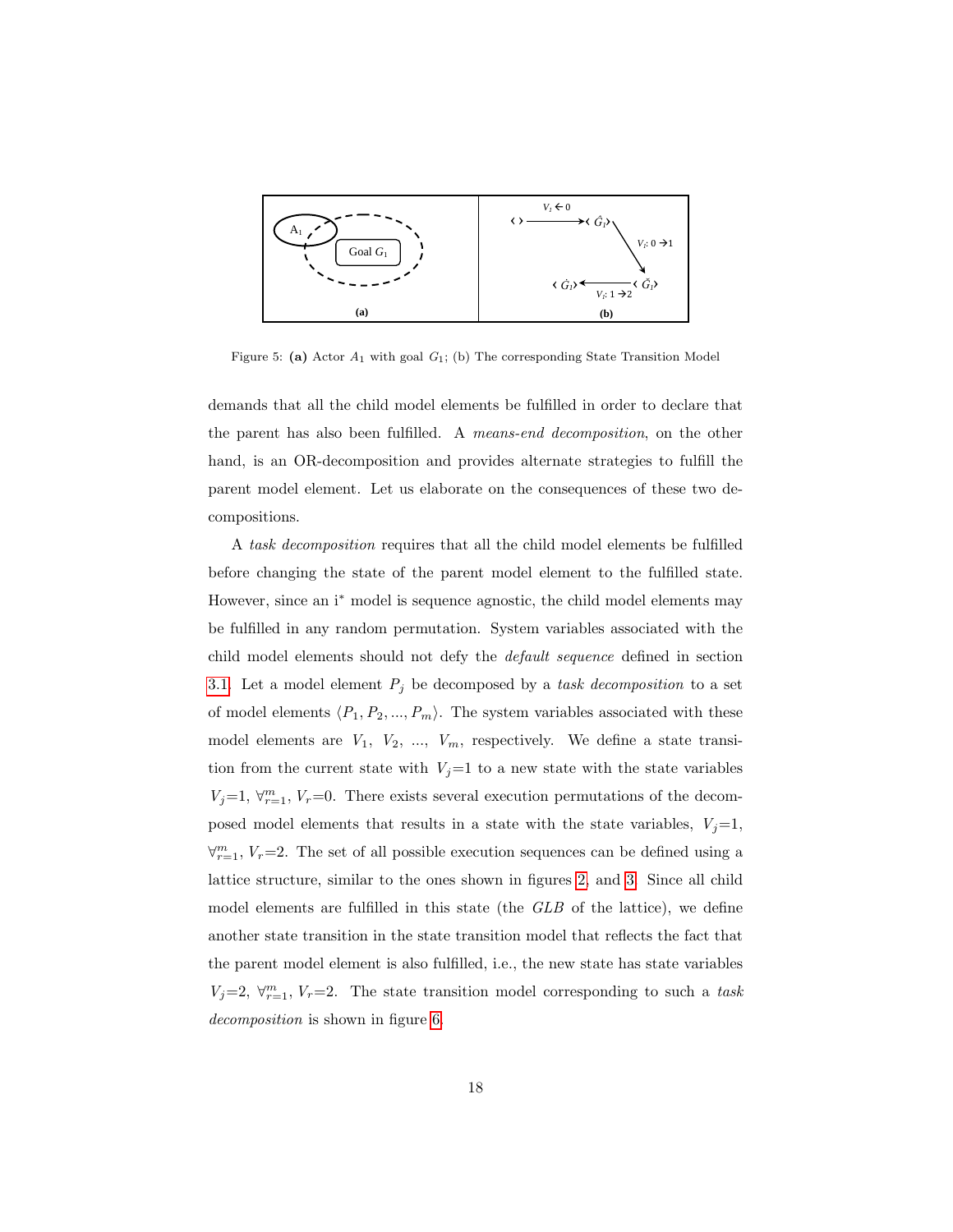Figure 5: **(a)** Actor $A_1$ with goal $G_1$; (b) The corresponding State Transition Model

demands that all the child model elements be fulfilled in order to declare that the parent has also been fulfilled. A *means-end decomposition*, on the other hand, is an OR-decomposition and provides alternate strategies to fulfill the parent model element. Let us elaborate on the consequences of these two decompositions.

A *task decomposition* requires that all the child model elements be fulfilled before changing the state of the parent model element to the fulfilled state. However, since an i* model is sequence agnostic, the child model elements may be fulfilled in any random permutation. System variables associated with the child model elements should not defy the *default sequence* defined in section 3.1. Let a model element $P_j$ be decomposed by a *task decomposition* to a set of model elements $\langle P_1, P_2, ..., P_m \rangle$. The system variables associated with these model elements are $V_1$, $V_2$, ..., $V_m$, respectively. We define a state transition from the current state with $V_j$=1 to a new state with the state variables $V_j$=1, $\forall_{r=1}^{m}$, $V_r$=0. There exists several execution permutations of the decomposed model elements that results in a state with the state variables, $V_j$=1, $\forall_{r=1}^{m}$, $V_r$=2. The set of all possible execution sequences can be defined using a lattice structure, similar to the ones shown in figures 2, and 3. Since all child model elements are fulfilled in this state (the *GLB* of the lattice), we define another state transition in the state transition model that reflects the fact that the parent model element is also fulfilled, i.e., the new state has state variables $V_j$=2, $\forall_{r=1}^{m}$, $V_r$=2. The state transition model corresponding to such a *task decomposition* is shown in figure 6.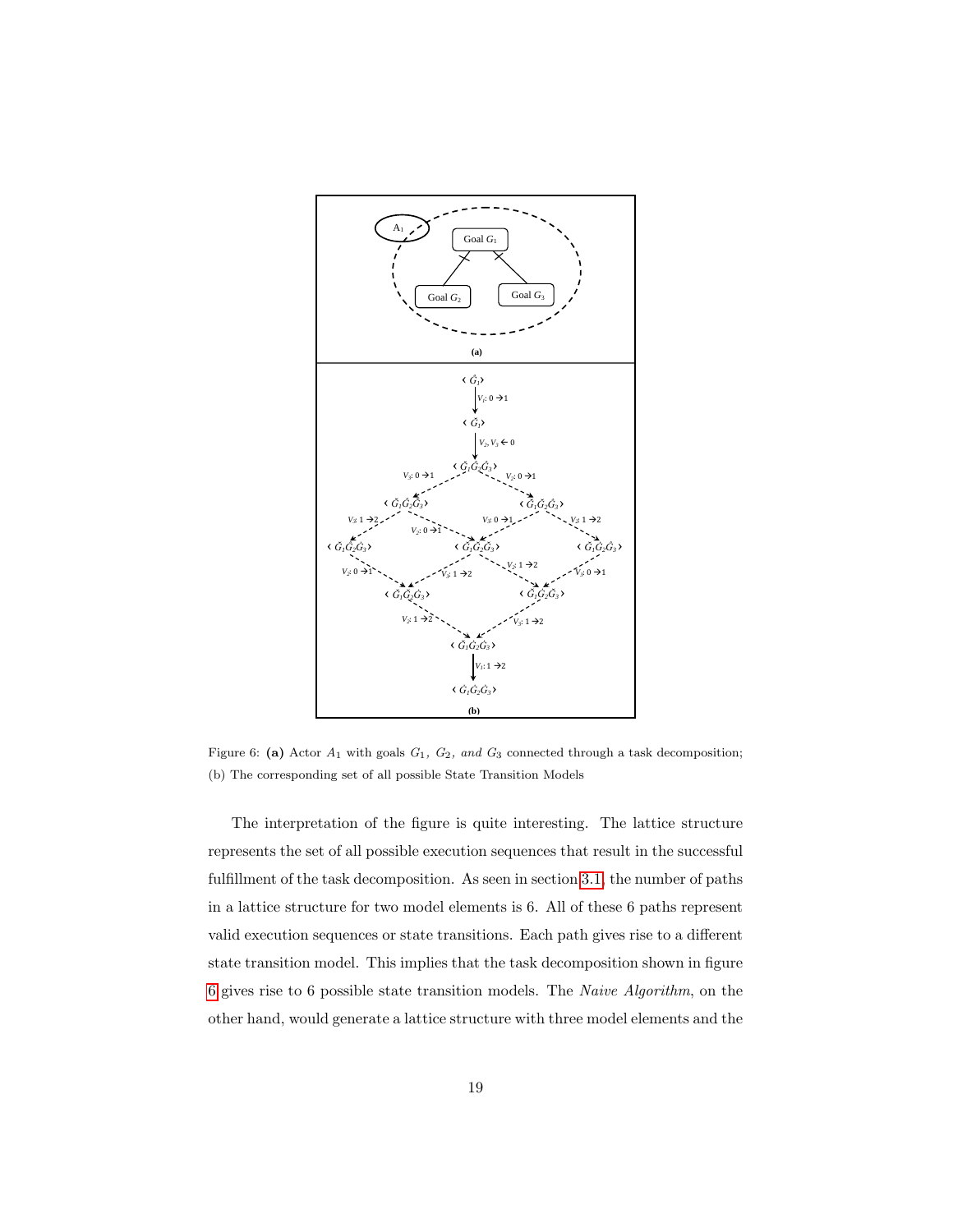Figure 6: **(a)** Actor $A_1$ with goals $G_1$, $G_2$, *and* $G_3$ connected through a task decomposition; (b) The corresponding set of all possible State Transition Models

The interpretation of the figure is quite interesting. The lattice structure represents the set of all possible execution sequences that result in the successful fulfillment of the task decomposition. As seen in section 3.1, the number of paths in a lattice structure for two model elements is 6. All of these 6 paths represent valid execution sequences or state transitions. Each path gives rise to a different state transition model. This implies that the task decomposition shown in figure 6 gives rise to 6 possible state transition models. The *Naive Algorithm*, on the other hand, would generate a lattice structure with three model elements and the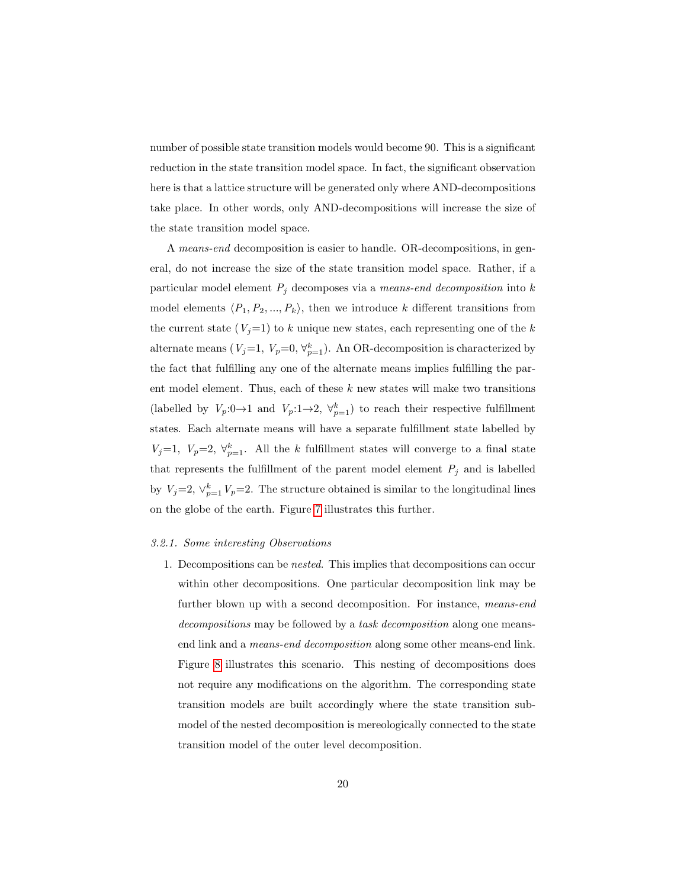number of possible state transition models would become 90. This is a significant reduction in the state transition model space. In fact, the significant observation here is that a lattice structure will be generated only where AND-decompositions take place. In other words, only AND-decompositions will increase the size of the state transition model space.

A *means-end* decomposition is easier to handle. OR-decompositions, in general, do not increase the size of the state transition model space. Rather, if a particular model element $P_j$ decomposes via a *means-end decomposition* into $k$ model elements $\langle P_1, P_2, ..., P_k \rangle$, then we introduce $k$ different transitions from the current state ($V_j$=1) to $k$ unique new states, each representing one of the $k$ alternate means ($V_j$=1, $V_p$=0, $\forall_{p=1}^{k}$). An OR-decomposition is characterized by the fact that fulfilling any one of the alternate means implies fulfilling the parent model element. Thus, each of these $k$ new states will make two transitions (labelled by $V_p$:0$\rightarrow$1 and $V_p$:1$\rightarrow$2, $\forall_{p=1}^{k}$) to reach their respective fulfillment states. Each alternate means will have a separate fulfillment state labelled by $V_j$=1, $V_p$=2, $\forall_{p=1}^{k}$. All the $k$ fulfillment states will converge to a final state that represents the fulfillment of the parent model element $P_j$ and is labelled by $V_j$=2, $\vee_{p=1}^{k} V_p$=2. The structure obtained is similar to the longitudinal lines on the globe of the earth. Figure 7 illustrates this further.

*3.2.1. Some interesting Observations*

1. Decompositions can be *nested*. This implies that decompositions can occur within other decompositions. One particular decomposition link may be further blown up with a second decomposition. For instance, *means-end decompositions* may be followed by a *task decomposition* along one means-end link and a *means-end decomposition* along some other means-end link. Figure 8 illustrates this scenario. This nesting of decompositions does not require any modifications on the algorithm. The corresponding state transition models are built accordingly where the state transition sub-model of the nested decomposition is mereologically connected to the state transition model of the outer level decomposition.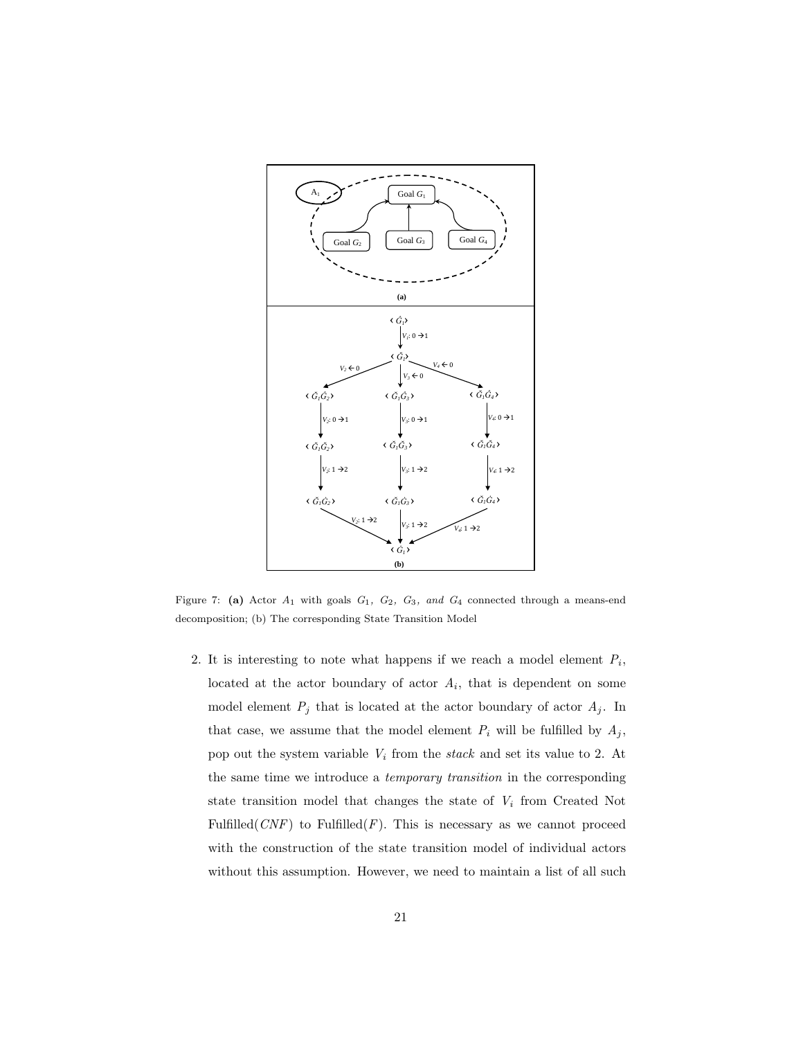Figure 7: **(a)** Actor $A_1$ with goals $G_1$, $G_2$, $G_3$, *and* $G_4$ connected through a means-end decomposition; (b) The corresponding State Transition Model

2. It is interesting to note what happens if we reach a model element $P_i$, located at the actor boundary of actor $A_i$, that is dependent on some model element $P_j$ that is located at the actor boundary of actor $A_j$. In that case, we assume that the model element $P_i$ will be fulfilled by $A_j$, pop out the system variable $V_i$ from the *stack* and set its value to 2. At the same time we introduce a *temporary transition* in the corresponding state transition model that changes the state of $V_i$ from Created Not Fulfilled($CNF$) to Fulfilled($F$). This is necessary as we cannot proceed with the construction of the state transition model of individual actors without this assumption. However, we need to maintain a list of all such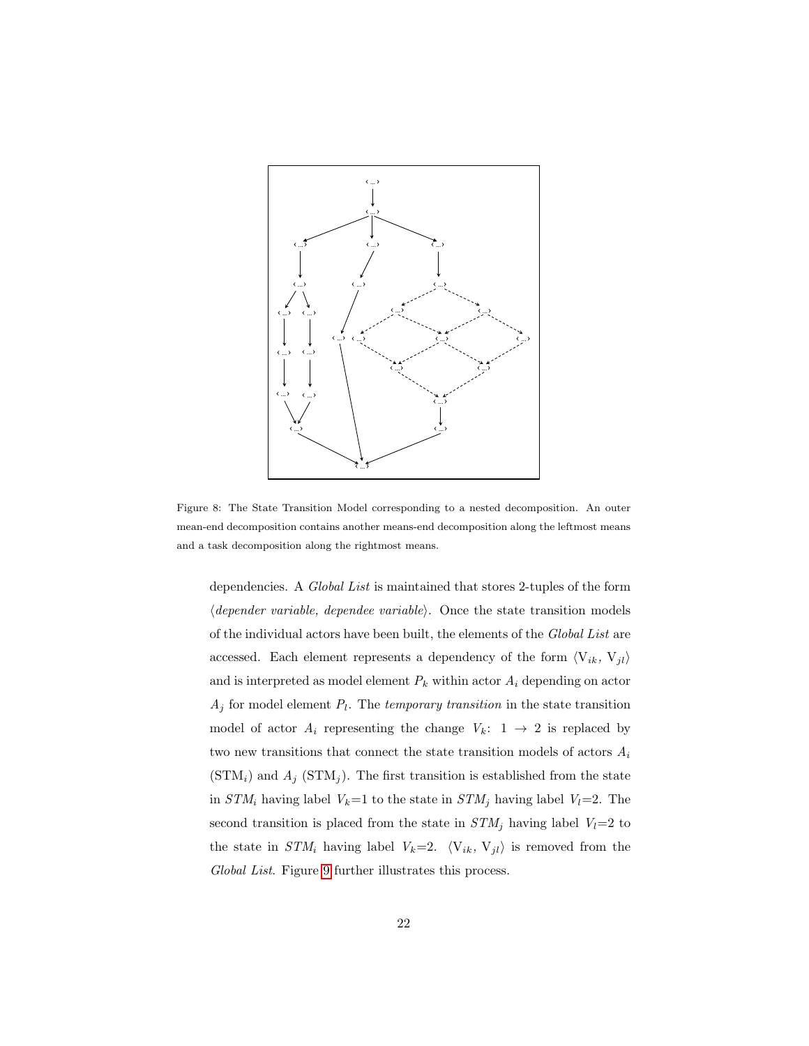Figure 8: The State Transition Model corresponding to a nested decomposition. An outer mean-end decomposition contains another means-end decomposition along the leftmost means and a task decomposition along the rightmost means.

dependencies. A *Global List* is maintained that stores 2-tuples of the form ⟨*depender variable, dependee variable*⟩. Once the state transition models of the individual actors have been built, the elements of the *Global List* are accessed. Each element represents a dependency of the form $\langle V_{ik}, V_{jl} \rangle$ and is interpreted as model element $P_k$ within actor $A_i$ depending on actor $A_j$ for model element $P_l$. The *temporary transition* in the state transition model of actor $A_i$ representing the change $V_k$: $1 \rightarrow 2$ is replaced by two new transitions that connect the state transition models of actors $A_i$ ($STM_i$) and $A_j$ ($STM_j$). The first transition is established from the state in $STM_i$ having label $V_k$=1 to the state in $STM_j$ having label $V_l$=2. The second transition is placed from the state in $STM_j$ having label $V_l$=2 to the state in $STM_i$ having label $V_k$=2. $\langle V_{ik}, V_{jl} \rangle$ is removed from the *Global List*. Figure 9 further illustrates this process.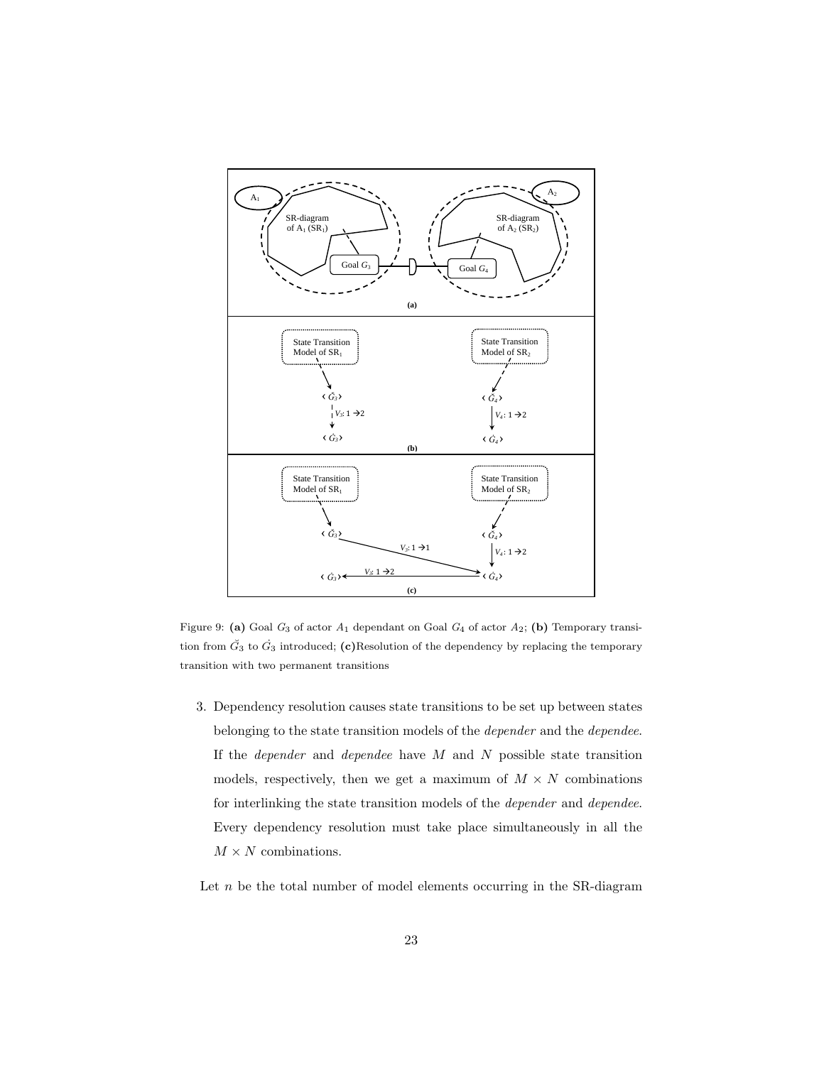Figure 9: **(a)** Goal $G_3$ of actor $A_1$ dependant on Goal $G_4$ of actor $A_2$; **(b)** Temporary transition from $\breve{G}_3$ to $\dot{G}_3$ introduced; **(c)**Resolution of the dependency by replacing the temporary transition with two permanent transitions

3. Dependency resolution causes state transitions to be set up between states belonging to the state transition models of the *depender* and the *dependee*. If the *depender* and *dependee* have $M$ and $N$ possible state transition models, respectively, then we get a maximum of $M \times N$ combinations for interlinking the state transition models of the *depender* and *dependee*. Every dependency resolution must take place simultaneously in all the $M \times N$ combinations.

Let $n$ be the total number of model elements occurring in the SR-diagram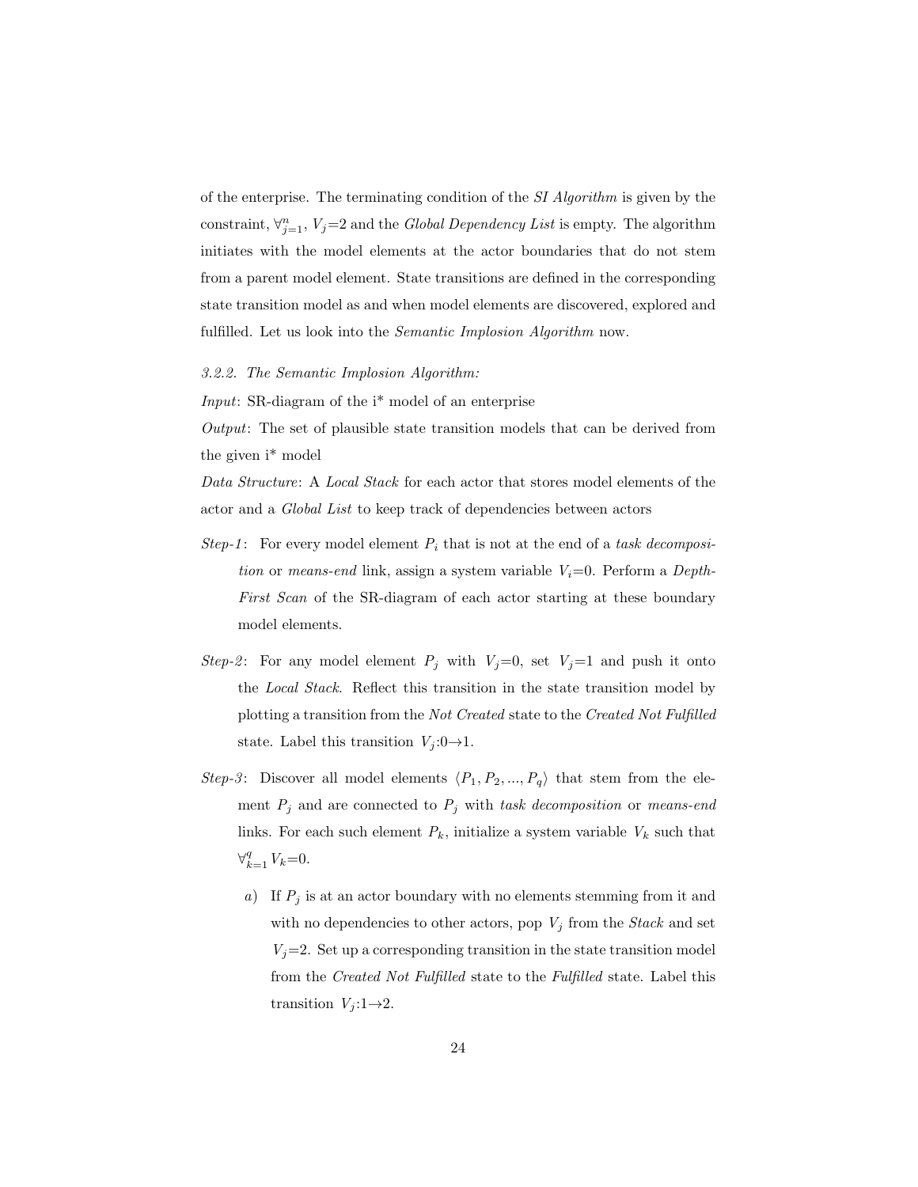of the enterprise. The terminating condition of the *SI Algorithm* is given by the constraint, $\forall_{j=1}^{n}$, $V_j$=2 and the *Global Dependency List* is empty. The algorithm initiates with the model elements at the actor boundaries that do not stem from a parent model element. State transitions are defined in the corresponding state transition model as and when model elements are discovered, explored and fulfilled. Let us look into the *Semantic Implosion Algorithm* now.

*3.2.2. The Semantic Implosion Algorithm:*

*Input*: SR-diagram of the i* model of an enterprise

*Output*: The set of plausible state transition models that can be derived from the given i* model

*Data Structure*: A *Local Stack* for each actor that stores model elements of the actor and a *Global List* to keep track of dependencies between actors

*Step-1*: For every model element $P_i$ that is not at the end of a *task decomposition* or *means-end* link, assign a system variable $V_i$=0. Perform a *Depth-First Scan* of the SR-diagram of each actor starting at these boundary model elements.

*Step-2*: For any model element $P_j$ with $V_j$=0, set $V_j$=1 and push it onto the *Local Stack*. Reflect this transition in the state transition model by plotting a transition from the *Not Created* state to the *Created Not Fulfilled* state. Label this transition $V_j$:0→1.

*Step-3*: Discover all model elements $\langle P_1, P_2, ..., P_q \rangle$ that stem from the element $P_j$ and are connected to $P_j$ with *task decomposition* or *means-end* links. For each such element $P_k$, initialize a system variable $V_k$ such that $\forall_{k=1}^{q} V_k$=0.

  *a*) If $P_j$ is at an actor boundary with no elements stemming from it and with no dependencies to other actors, pop $V_j$ from the *Stack* and set $V_j$=2. Set up a corresponding transition in the state transition model from the *Created Not Fulfilled* state to the *Fulfilled* state. Label this transition $V_j$:1→2.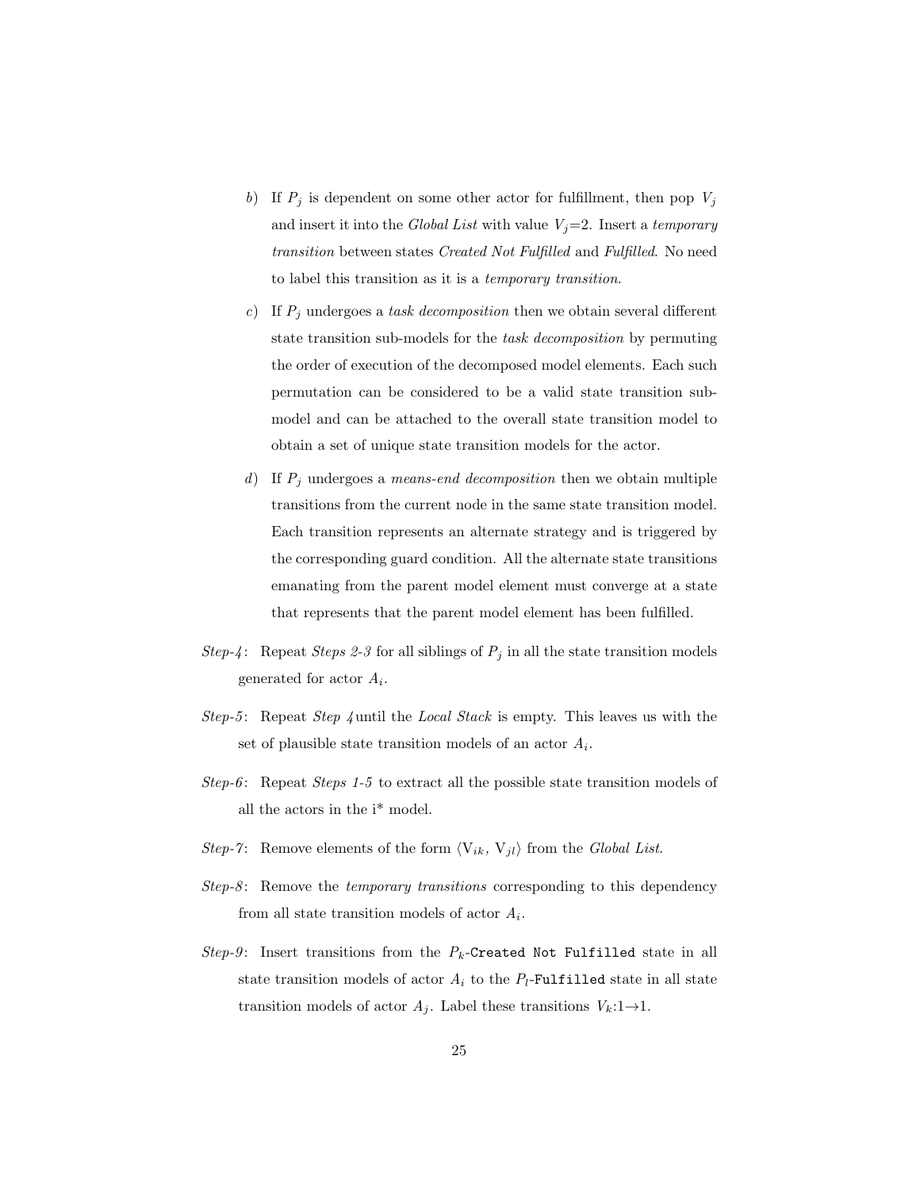*b*) If $P_j$ is dependent on some other actor for fulfillment, then pop $V_j$ and insert it into the *Global List* with value $V_j$=2. Insert a *temporary transition* between states *Created Not Fulfilled* and *Fulfilled*. No need to label this transition as it is a *temporary transition*.

*c*) If $P_j$ undergoes a *task decomposition* then we obtain several different state transition sub-models for the *task decomposition* by permuting the order of execution of the decomposed model elements. Each such permutation can be considered to be a valid state transition sub-model and can be attached to the overall state transition model to obtain a set of unique state transition models for the actor.

*d*) If $P_j$ undergoes a *means-end decomposition* then we obtain multiple transitions from the current node in the same state transition model. Each transition represents an alternate strategy and is triggered by the corresponding guard condition. All the alternate state transitions emanating from the parent model element must converge at a state that represents that the parent model element has been fulfilled.

*Step-4*: Repeat *Steps 2-3* for all siblings of $P_j$ in all the state transition models generated for actor $A_i$.

*Step-5*: Repeat *Step 4* until the *Local Stack* is empty. This leaves us with the set of plausible state transition models of an actor $A_i$.

*Step-6*: Repeat *Steps 1-5* to extract all the possible state transition models of all the actors in the i* model.

*Step-7*: Remove elements of the form $\langle V_{ik}, V_{jl} \rangle$ from the *Global List*.

*Step-8*: Remove the *temporary transitions* corresponding to this dependency from all state transition models of actor $A_i$.

*Step-9*: Insert transitions from the $P_k$-`Created Not Fulfilled` state in all state transition models of actor $A_i$ to the $P_l$-`Fulfilled` state in all state transition models of actor $A_j$. Label these transitions $V_k$:1→1.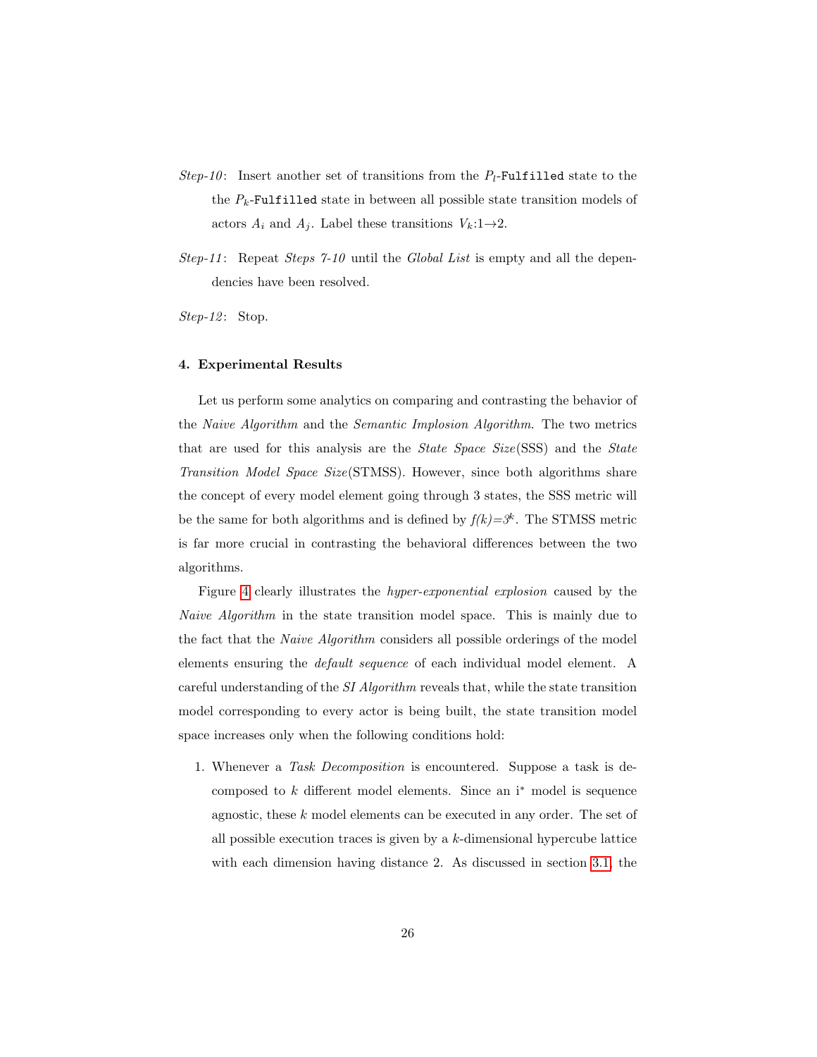*Step-10*: Insert another set of transitions from the $P_l$-`Fulfilled` state to the the $P_k$-`Fulfilled` state in between all possible state transition models of actors $A_i$ and $A_j$. Label these transitions $V_k$:1→2.

*Step-11*: Repeat *Steps 7-10* until the *Global List* is empty and all the dependencies have been resolved.

*Step-12*: Stop.

#### 4. Experimental Results

Let us perform some analytics on comparing and contrasting the behavior of the *Naive Algorithm* and the *Semantic Implosion Algorithm*. The two metrics that are used for this analysis are the *State Space Size*(SSS) and the *State Transition Model Space Size*(STMSS). However, since both algorithms share the concept of every model element going through 3 states, the SSS metric will be the same for both algorithms and is defined by $f(k)=3^k$. The STMSS metric is far more crucial in contrasting the behavioral differences between the two algorithms.

Figure 4 clearly illustrates the *hyper-exponential explosion* caused by the *Naive Algorithm* in the state transition model space. This is mainly due to the fact that the *Naive Algorithm* considers all possible orderings of the model elements ensuring the *default sequence* of each individual model element. A careful understanding of the *SI Algorithm* reveals that, while the state transition model corresponding to every actor is being built, the state transition model space increases only when the following conditions hold:

1. Whenever a *Task Decomposition* is encountered. Suppose a task is decomposed to $k$ different model elements. Since an i* model is sequence agnostic, these $k$ model elements can be executed in any order. The set of all possible execution traces is given by a $k$-dimensional hypercube lattice with each dimension having distance 2. As discussed in section 3.1, the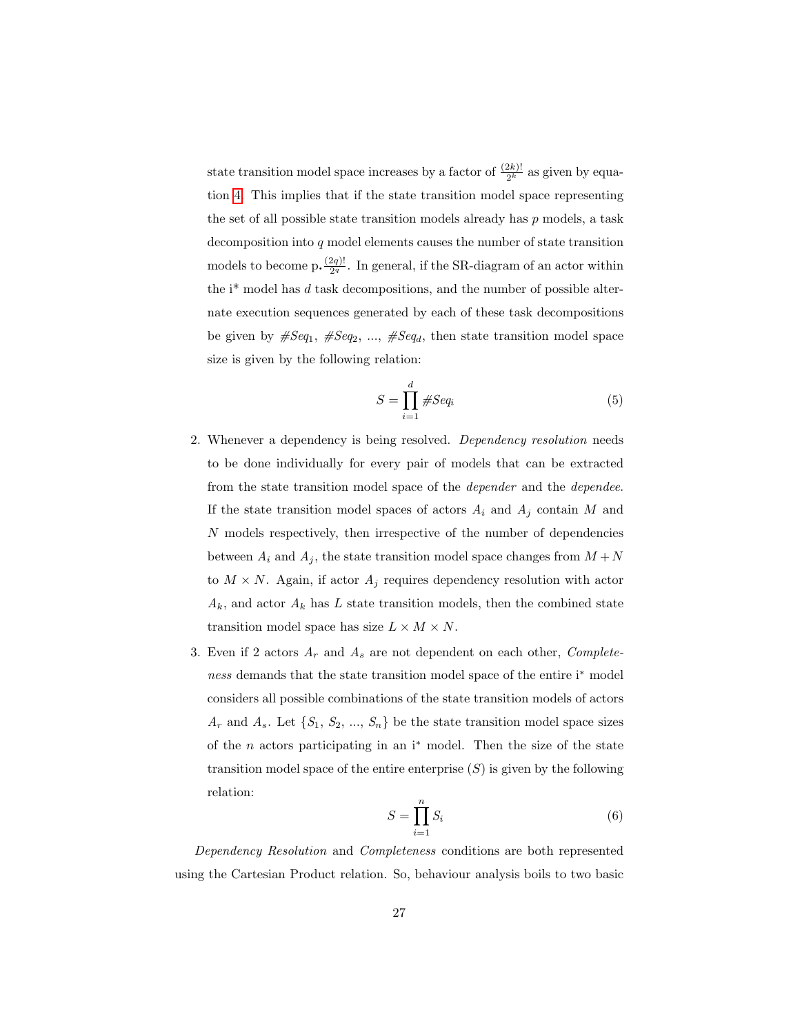state transition model space increases by a factor of $\frac{(2k)!}{2^k}$ as given by equation 4. This implies that if the state transition model space representing the set of all possible state transition models already has $p$ models, a task decomposition into $q$ model elements causes the number of state transition models to become p.$\frac{(2q)!}{2^q}$. In general, if the SR-diagram of an actor within the i* model has $d$ task decompositions, and the number of possible alternate execution sequences generated by each of these task decompositions be given by $\#Seq_1$, $\#Seq_2$, ..., $\#Seq_d$, then state transition model space size is given by the following relation:

$$S = \prod_{i=1}^{d} \#Seq_i \tag{5}$$

2. Whenever a dependency is being resolved. *Dependency resolution* needs to be done individually for every pair of models that can be extracted from the state transition model space of the *depender* and the *dependee*. If the state transition model spaces of actors $A_i$ and $A_j$ contain $M$ and $N$ models respectively, then irrespective of the number of dependencies between $A_i$ and $A_j$, the state transition model space changes from $M + N$ to $M \times N$. Again, if actor $A_j$ requires dependency resolution with actor $A_k$, and actor $A_k$ has $L$ state transition models, then the combined state transition model space has size $L \times M \times N$.

3. Even if 2 actors $A_r$ and $A_s$ are not dependent on each other, *Completeness* demands that the state transition model space of the entire i* model considers all possible combinations of the state transition models of actors $A_r$ and $A_s$. Let $\{S_1, S_2, ..., S_n\}$ be the state transition model space sizes of the $n$ actors participating in an i* model. Then the size of the state transition model space of the entire enterprise ($S$) is given by the following relation:

$$S = \prod_{i=1}^{n} S_i \tag{6}$$

*Dependency Resolution* and *Completeness* conditions are both represented using the Cartesian Product relation. So, behaviour analysis boils to two basic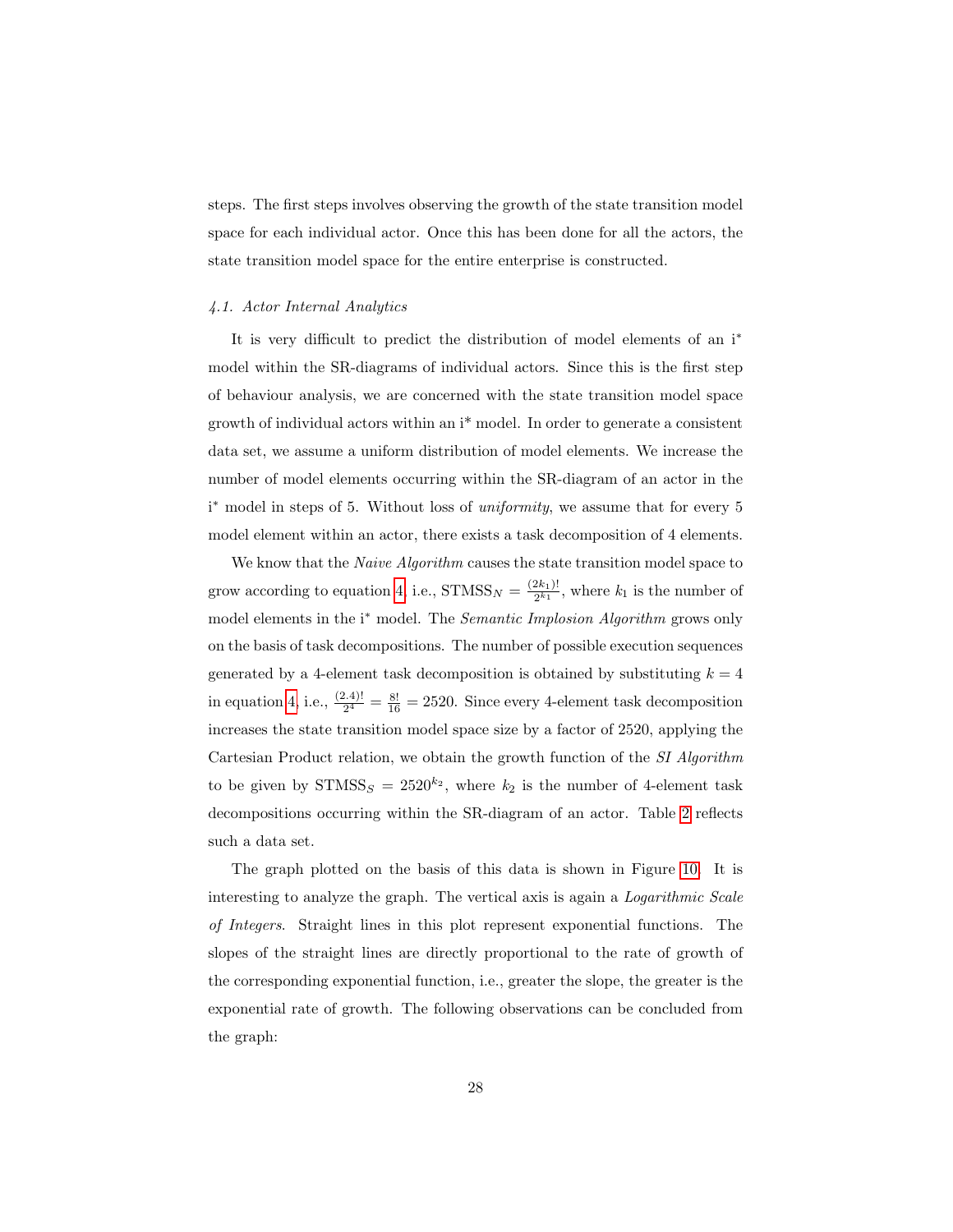steps. The first steps involves observing the growth of the state transition model space for each individual actor. Once this has been done for all the actors, the state transition model space for the entire enterprise is constructed.

### *4.1. Actor Internal Analytics*

It is very difficult to predict the distribution of model elements of an i* model within the SR-diagrams of individual actors. Since this is the first step of behaviour analysis, we are concerned with the state transition model space growth of individual actors within an i* model. In order to generate a consistent data set, we assume a uniform distribution of model elements. We increase the number of model elements occurring within the SR-diagram of an actor in the i* model in steps of 5. Without loss of *uniformity*, we assume that for every 5 model element within an actor, there exists a task decomposition of 4 elements.

We know that the *Naive Algorithm* causes the state transition model space to grow according to equation 4, i.e., $\text{STMSS}_N = \frac{(2k_1)!}{2^{k_1}}$, where $k_1$ is the number of model elements in the i* model. The *Semantic Implosion Algorithm* grows only on the basis of task decompositions. The number of possible execution sequences generated by a 4-element task decomposition is obtained by substituting $k = 4$ in equation 4, i.e., $\frac{(2.4)!}{2^4} = \frac{8!}{16} = 2520$. Since every 4-element task decomposition increases the state transition model space size by a factor of 2520, applying the Cartesian Product relation, we obtain the growth function of the *SI Algorithm* to be given by $\text{STMSS}_S = 2520^{k_2}$, where $k_2$ is the number of 4-element task decompositions occurring within the SR-diagram of an actor. Table 2 reflects such a data set.

The graph plotted on the basis of this data is shown in Figure 10. It is interesting to analyze the graph. The vertical axis is again a *Logarithmic Scale of Integers*. Straight lines in this plot represent exponential functions. The slopes of the straight lines are directly proportional to the rate of growth of the corresponding exponential function, i.e., greater the slope, the greater is the exponential rate of growth. The following observations can be concluded from the graph: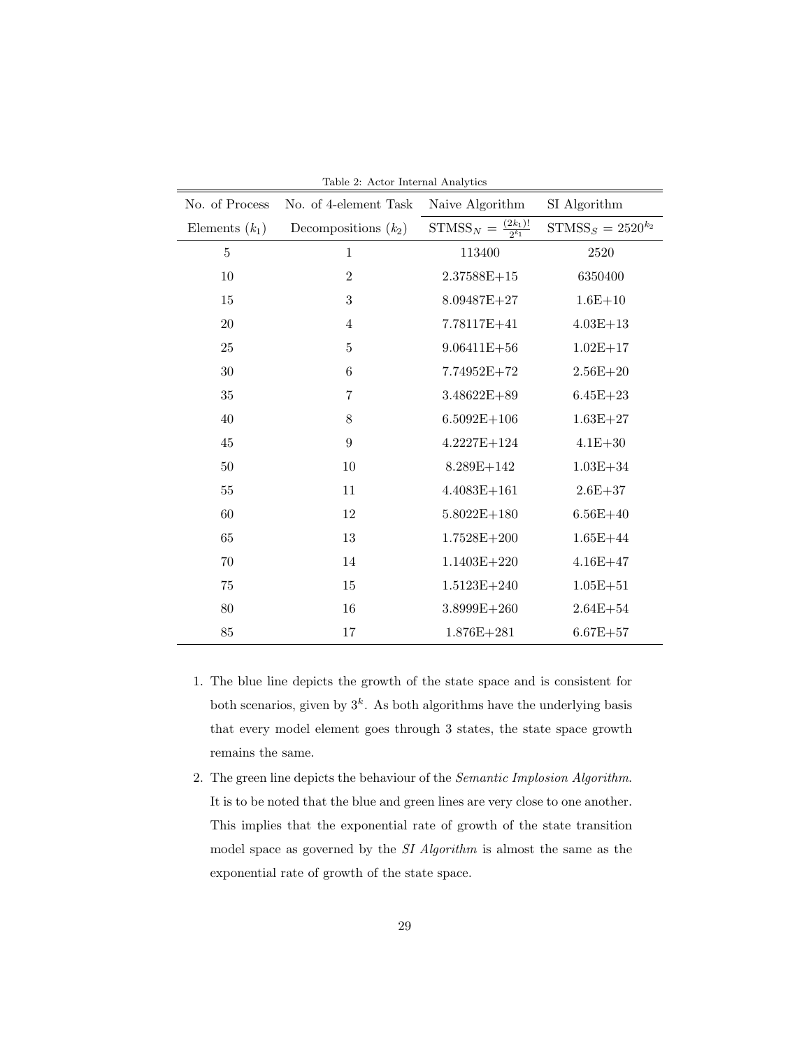Table 2: Actor Internal Analytics

| No. of Process Elements ($k_1$) | No. of 4-element Task Decompositions ($k_2$) | Naive Algorithm $\text{STMSS}_N = \frac{(2k_1)!}{2^{k_1}}$ | SI Algorithm $\text{STMSS}_S = 2520^{k_2}$ |
|---|---|---|---|
| 5 | 1 | 113400 | 2520 |
| 10 | 2 | 2.37588E+15 | 6350400 |
| 15 | 3 | 8.09487E+27 | 1.6E+10 |
| 20 | 4 | 7.78117E+41 | 4.03E+13 |
| 25 | 5 | 9.06411E+56 | 1.02E+17 |
| 30 | 6 | 7.74952E+72 | 2.56E+20 |
| 35 | 7 | 3.48622E+89 | 6.45E+23 |
| 40 | 8 | 6.5092E+106 | 1.63E+27 |
| 45 | 9 | 4.2227E+124 | 4.1E+30 |
| 50 | 10 | 8.289E+142 | 1.03E+34 |
| 55 | 11 | 4.4083E+161 | 2.6E+37 |
| 60 | 12 | 5.8022E+180 | 6.56E+40 |
| 65 | 13 | 1.7528E+200 | 1.65E+44 |
| 70 | 14 | 1.1403E+220 | 4.16E+47 |
| 75 | 15 | 1.5123E+240 | 1.05E+51 |
| 80 | 16 | 3.8999E+260 | 2.64E+54 |
| 85 | 17 | 1.876E+281 | 6.67E+57 |

1. The blue line depicts the growth of the state space and is consistent for both scenarios, given by $3^k$. As both algorithms have the underlying basis that every model element goes through 3 states, the state space growth remains the same.
2. The green line depicts the behaviour of the *Semantic Implosion Algorithm*. It is to be noted that the blue and green lines are very close to one another. This implies that the exponential rate of growth of the state transition model space as governed by the *SI Algorithm* is almost the same as the exponential rate of growth of the state space.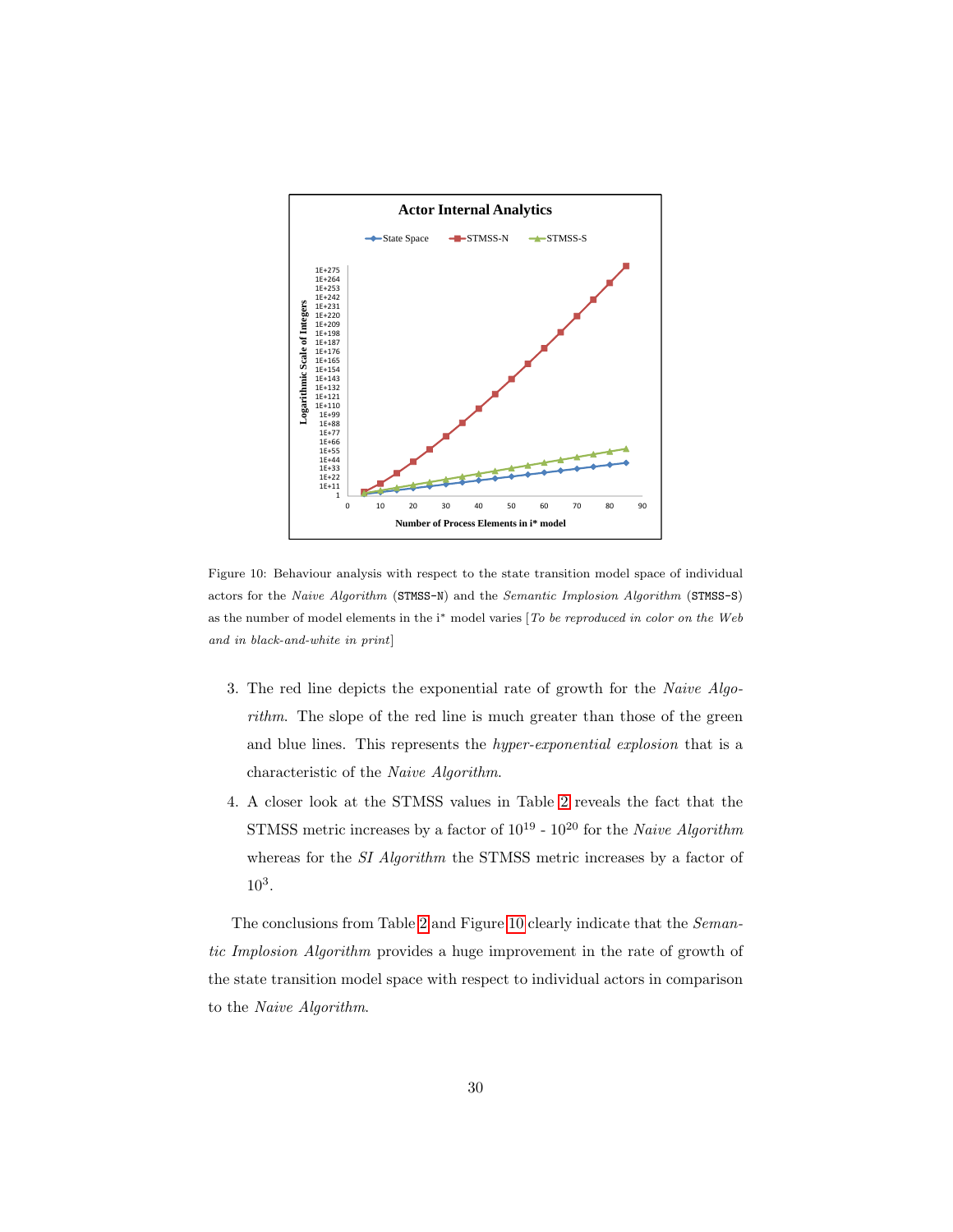Figure 10: Behaviour analysis with respect to the state transition model space of individual actors for the *Naive Algorithm* (STMSS-N) and the *Semantic Implosion Algorithm* (STMSS-S) as the number of model elements in the i* model varies [*To be reproduced in color on the Web and in black-and-white in print*]

3. The red line depicts the exponential rate of growth for the *Naive Algorithm*. The slope of the red line is much greater than those of the green and blue lines. This represents the *hyper-exponential explosion* that is a characteristic of the *Naive Algorithm*.
4. A closer look at the STMSS values in Table 2 reveals the fact that the STMSS metric increases by a factor of $10^{19}$ - $10^{20}$ for the *Naive Algorithm* whereas for the *SI Algorithm* the STMSS metric increases by a factor of $10^{3}$.

The conclusions from Table 2 and Figure 10 clearly indicate that the *Semantic Implosion Algorithm* provides a huge improvement in the rate of growth of the state transition model space with respect to individual actors in comparison to the *Naive Algorithm*.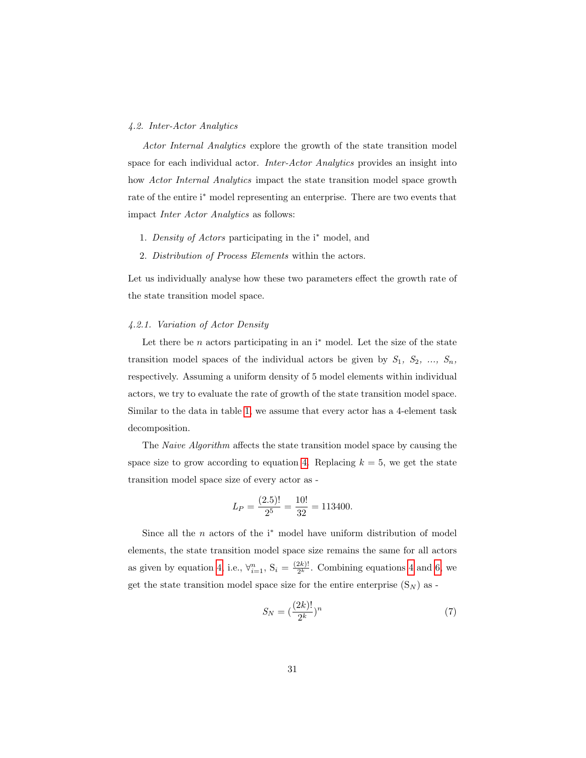### 4.2. Inter-Actor Analytics

*Actor Internal Analytics* explore the growth of the state transition model space for each individual actor. *Inter-Actor Analytics* provides an insight into how *Actor Internal Analytics* impact the state transition model space growth rate of the entire i* model representing an enterprise. There are two events that impact *Inter Actor Analytics* as follows:

1. *Density of Actors* participating in the i* model, and
2. *Distribution of Process Elements* within the actors.

Let us individually analyse how these two parameters effect the growth rate of the state transition model space.

#### 4.2.1. Variation of Actor Density

Let there be $n$ actors participating in an i* model. Let the size of the state transition model spaces of the individual actors be given by $S_1, S_2, ..., S_n$, respectively. Assuming a uniform density of 5 model elements within individual actors, we try to evaluate the rate of growth of the state transition model space. Similar to the data in table 1, we assume that every actor has a 4-element task decomposition.

The *Naive Algorithm* affects the state transition model space by causing the space size to grow according to equation 4. Replacing $k = 5$, we get the state transition model space size of every actor as -

$$L_P = \frac{(2.5)!}{2^5} = \frac{10!}{32} = 113400.$$

Since all the $n$ actors of the i* model have uniform distribution of model elements, the state transition model space size remains the same for all actors as given by equation 4, i.e., $\forall_{i=1}^{n}$, $S_i = \frac{(2k)!}{2^k}$. Combining equations 4 and 6, we get the state transition model space size for the entire enterprise ($S_N$) as -

$$S_N = (\frac{(2k)!}{2^k})^n \tag{7}$$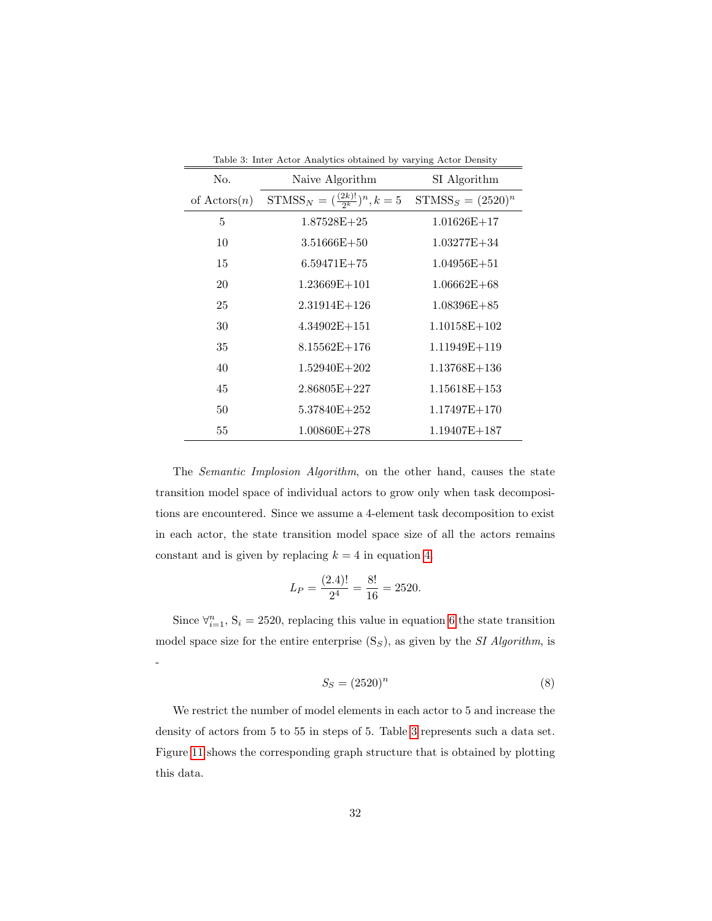Table 3: Inter Actor Analytics obtained by varying Actor Density

| No. | Naive Algorithm | SI Algorithm |
|---|---|---|
| of Actors($n$) | $\text{STMSS}_N = (\frac{(2k)!}{2^k})^n, k = 5$ | $\text{STMSS}_S = (2520)^n$ |
| 5 | 1.87528E+25 | 1.01626E+17 |
| 10 | 3.51666E+50 | 1.03277E+34 |
| 15 | 6.59471E+75 | 1.04956E+51 |
| 20 | 1.23669E+101 | 1.06662E+68 |
| 25 | 2.31914E+126 | 1.08396E+85 |
| 30 | 4.34902E+151 | 1.10158E+102 |
| 35 | 8.15562E+176 | 1.11949E+119 |
| 40 | 1.52940E+202 | 1.13768E+136 |
| 45 | 2.86805E+227 | 1.15618E+153 |
| 50 | 5.37840E+252 | 1.17497E+170 |
| 55 | 1.00860E+278 | 1.19407E+187 |

The *Semantic Implosion Algorithm*, on the other hand, causes the state transition model space of individual actors to grow only when task decompositions are encountered. Since we assume a 4-element task decomposition to exist in each actor, the state transition model space size of all the actors remains constant and is given by replacing $k = 4$ in equation 4.

$$L_P = \frac{(2.4)!}{2^4} = \frac{8!}{16} = 2520.$$

Since $\forall_{i=1}^{n}$, $\text{S}_i = 2520$, replacing this value in equation 6 the state transition model space size for the entire enterprise ($\text{S}_S$), as given by the *SI Algorithm*, is -

$$S_S = (2520)^n \tag{8}$$

We restrict the number of model elements in each actor to 5 and increase the density of actors from 5 to 55 in steps of 5. Table 3 represents such a data set. Figure 11 shows the corresponding graph structure that is obtained by plotting this data.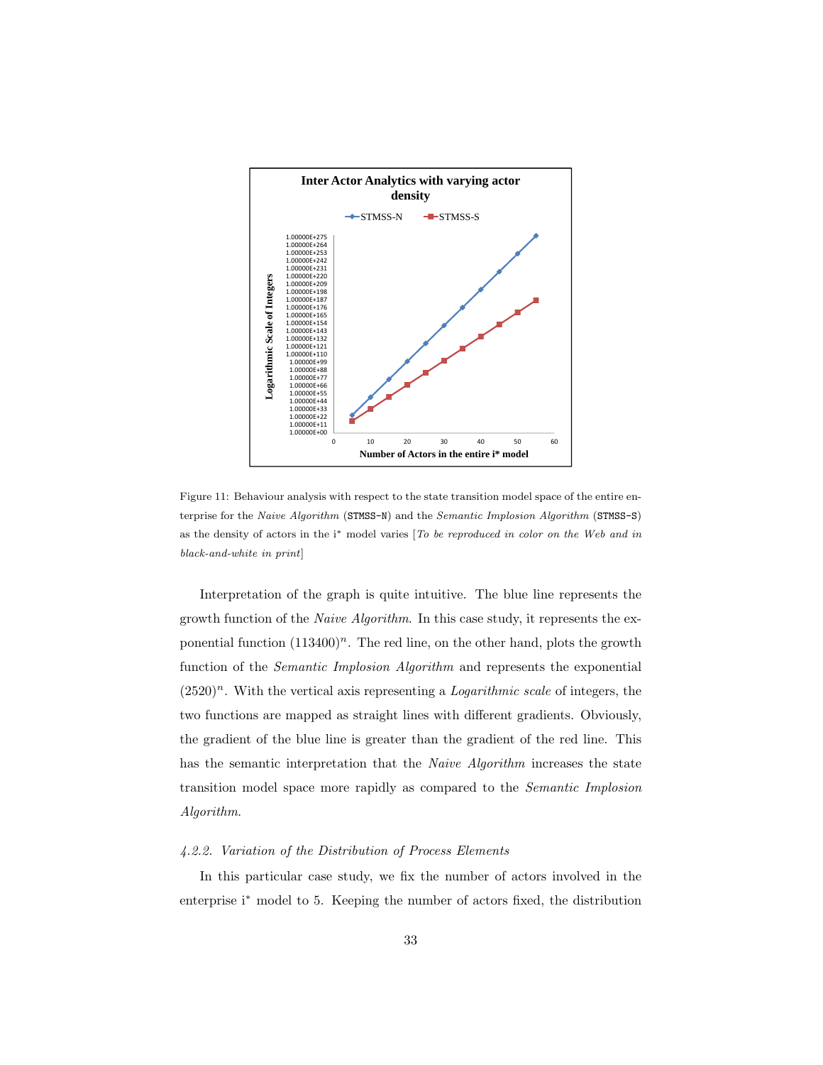Figure 11: Behaviour analysis with respect to the state transition model space of the entire enterprise for the *Naive Algorithm* (STMSS-N) and the *Semantic Implosion Algorithm* (STMSS-S) as the density of actors in the i* model varies [*To be reproduced in color on the Web and in black-and-white in print*]

Interpretation of the graph is quite intuitive. The blue line represents the growth function of the *Naive Algorithm*. In this case study, it represents the exponential function $(113400)^n$. The red line, on the other hand, plots the growth function of the *Semantic Implosion Algorithm* and represents the exponential $(2520)^n$. With the vertical axis representing a *Logarithmic scale* of integers, the two functions are mapped as straight lines with different gradients. Obviously, the gradient of the blue line is greater than the gradient of the red line. This has the semantic interpretation that the *Naive Algorithm* increases the state transition model space more rapidly as compared to the *Semantic Implosion Algorithm*.

### *4.2.2. Variation of the Distribution of Process Elements*

In this particular case study, we fix the number of actors involved in the enterprise i* model to 5. Keeping the number of actors fixed, the distribution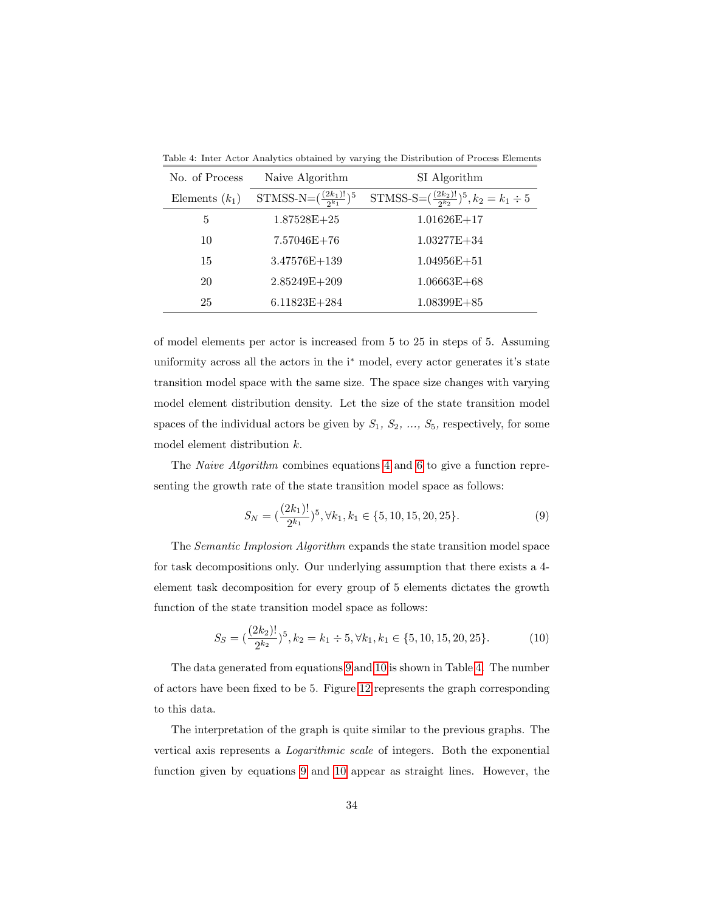Table 4: Inter Actor Analytics obtained by varying the Distribution of Process Elements

| No. of Process | Naive Algorithm | SI Algorithm |
|---|---|---|
| Elements ($k_1$) | STMSS-N=$(\frac{(2k_1)!}{2^{k_1}})^5$ | STMSS-S=$(\frac{(2k_2)!}{2^{k_2}})^5, k_2 = k_1 \div 5$ |
| 5 | 1.87528E+25 | 1.01626E+17 |
| 10 | 7.57046E+76 | 1.03277E+34 |
| 15 | 3.47576E+139 | 1.04956E+51 |
| 20 | 2.85249E+209 | 1.06663E+68 |
| 25 | 6.11823E+284 | 1.08399E+85 |

of model elements per actor is increased from 5 to 25 in steps of 5. Assuming uniformity across all the actors in the i* model, every actor generates it's state transition model space with the same size. The space size changes with varying model element distribution density. Let the size of the state transition model spaces of the individual actors be given by $S_1$, $S_2$, ..., $S_5$, respectively, for some model element distribution $k$.

The *Naive Algorithm* combines equations 4 and 6 to give a function representing the growth rate of the state transition model space as follows:

$$S_N = (\frac{(2k_1)!}{2^{k_1}})^5, \forall k_1, k_1 \in \{5, 10, 15, 20, 25\}. \tag{9}$$

The *Semantic Implosion Algorithm* expands the state transition model space for task decompositions only. Our underlying assumption that there exists a 4-element task decomposition for every group of 5 elements dictates the growth function of the state transition model space as follows:

$$S_S = (\frac{(2k_2)!}{2^{k_2}})^5, k_2 = k_1 \div 5, \forall k_1, k_1 \in \{5, 10, 15, 20, 25\}. \tag{10}$$

The data generated from equations 9 and 10 is shown in Table 4. The number of actors have been fixed to be 5. Figure 12 represents the graph corresponding to this data.

The interpretation of the graph is quite similar to the previous graphs. The vertical axis represents a *Logarithmic scale* of integers. Both the exponential function given by equations 9 and 10 appear as straight lines. However, the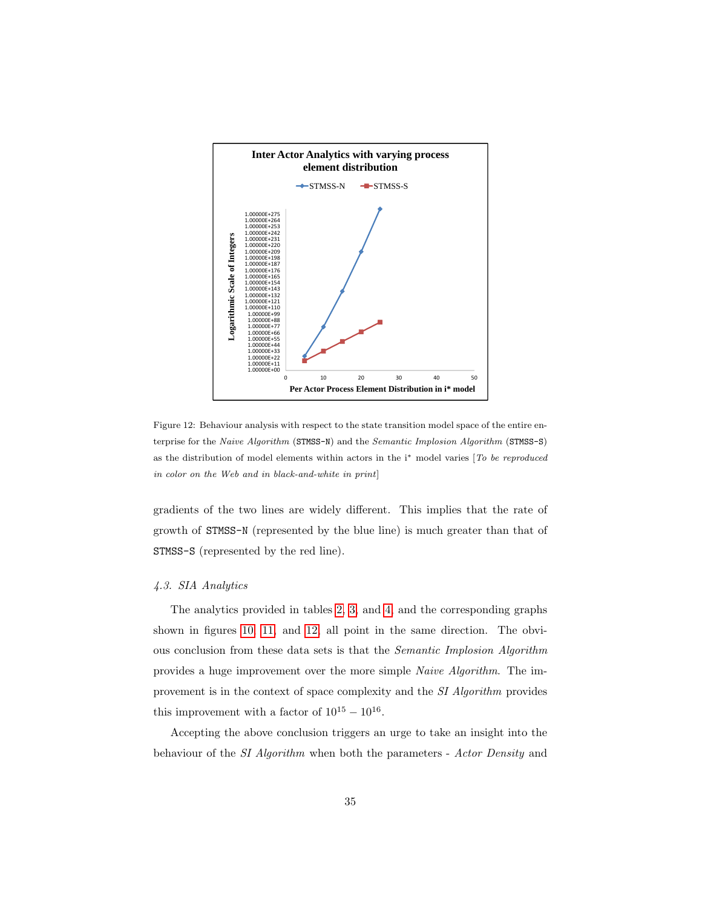Figure 12: Behaviour analysis with respect to the state transition model space of the entire enterprise for the *Naive Algorithm* (STMSS-N) and the *Semantic Implosion Algorithm* (STMSS-S) as the distribution of model elements within actors in the i* model varies [*To be reproduced in color on the Web and in black-and-white in print*]

gradients of the two lines are widely different. This implies that the rate of growth of STMSS-N (represented by the blue line) is much greater than that of STMSS-S (represented by the red line).

### *4.3. SIA Analytics*

The analytics provided in tables 2, 3, and 4, and the corresponding graphs shown in figures 10, 11, and 12, all point in the same direction. The obvious conclusion from these data sets is that the *Semantic Implosion Algorithm* provides a huge improvement over the more simple *Naive Algorithm*. The improvement is in the context of space complexity and the *SI Algorithm* provides this improvement with a factor of $10^{15} - 10^{16}$.

Accepting the above conclusion triggers an urge to take an insight into the behaviour of the *SI Algorithm* when both the parameters - *Actor Density* and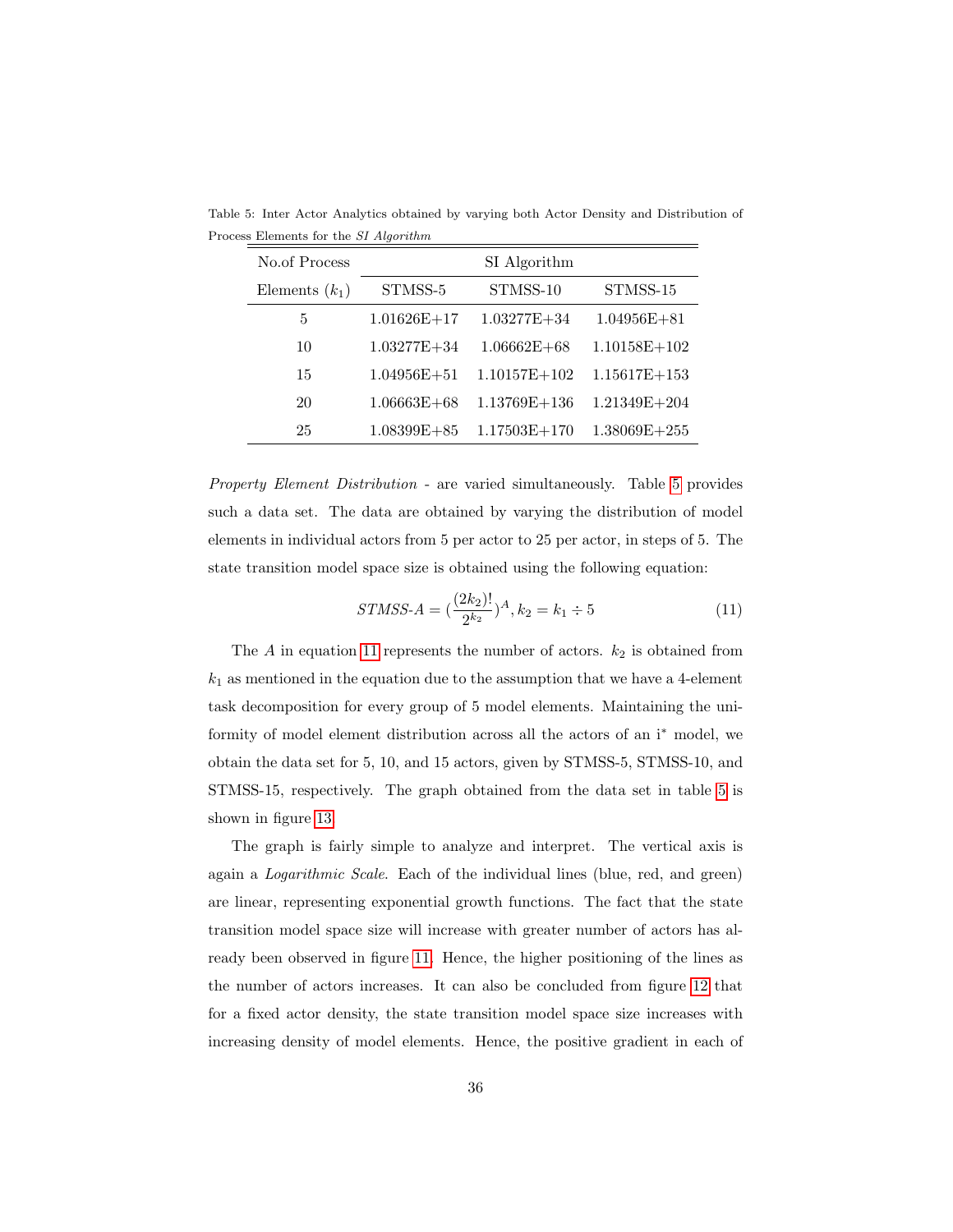Table 5: Inter Actor Analytics obtained by varying both Actor Density and Distribution of Process Elements for the *SI Algorithm*

| No.of Process | SI Algorithm | | |
|---|---|---|---|
| Elements ($k_1$) | STMSS-5 | STMSS-10 | STMSS-15 |
| 5 | 1.01626E+17 | 1.03277E+34 | 1.04956E+81 |
| 10 | 1.03277E+34 | 1.06662E+68 | 1.10158E+102 |
| 15 | 1.04956E+51 | 1.10157E+102 | 1.15617E+153 |
| 20 | 1.06663E+68 | 1.13769E+136 | 1.21349E+204 |
| 25 | 1.08399E+85 | 1.17503E+170 | 1.38069E+255 |

*Property Element Distribution* - are varied simultaneously. Table 5 provides such a data set. The data are obtained by varying the distribution of model elements in individual actors from 5 per actor to 25 per actor, in steps of 5. The state transition model space size is obtained using the following equation:

$$STMSS\text{-}A = (\frac{(2k_2)!}{2^{k_2}})^A, k_2 = k_1 \div 5 \tag{11}$$

The $A$ in equation 11 represents the number of actors. $k_2$ is obtained from $k_1$ as mentioned in the equation due to the assumption that we have a 4-element task decomposition for every group of 5 model elements. Maintaining the uniformity of model element distribution across all the actors of an i* model, we obtain the data set for 5, 10, and 15 actors, given by STMSS-5, STMSS-10, and STMSS-15, respectively. The graph obtained from the data set in table 5 is shown in figure 13.

The graph is fairly simple to analyze and interpret. The vertical axis is again a *Logarithmic Scale*. Each of the individual lines (blue, red, and green) are linear, representing exponential growth functions. The fact that the state transition model space size will increase with greater number of actors has already been observed in figure 11. Hence, the higher positioning of the lines as the number of actors increases. It can also be concluded from figure 12 that for a fixed actor density, the state transition model space size increases with increasing density of model elements. Hence, the positive gradient in each of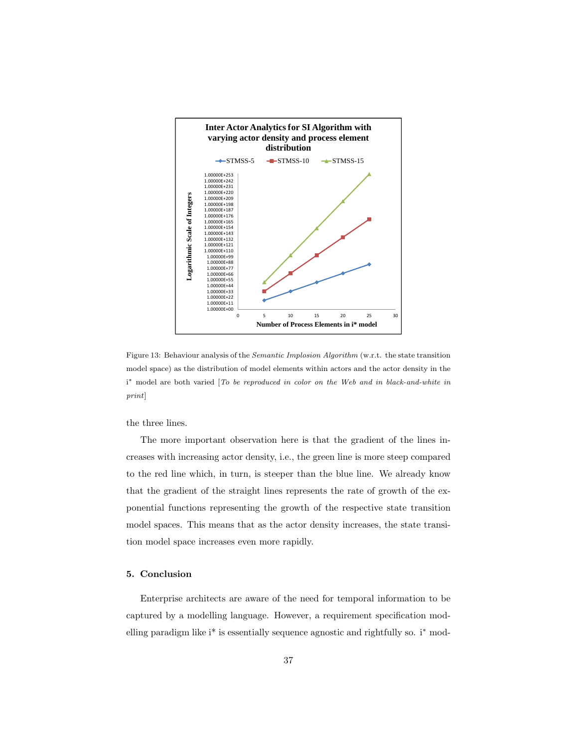Figure 13: Behaviour analysis of the *Semantic Implosion Algorithm* (w.r.t. the state transition model space) as the distribution of model elements within actors and the actor density in the i* model are both varied [*To be reproduced in color on the Web and in black-and-white in print*]

the three lines.

The more important observation here is that the gradient of the lines increases with increasing actor density, i.e., the green line is more steep compared to the red line which, in turn, is steeper than the blue line. We already know that the gradient of the straight lines represents the rate of growth of the exponential functions representing the growth of the respective state transition model spaces. This means that as the actor density increases, the state transition model space increases even more rapidly.

## 5. Conclusion

Enterprise architects are aware of the need for temporal information to be captured by a modelling language. However, a requirement specification modelling paradigm like i* is essentially sequence agnostic and rightfully so. i* mod-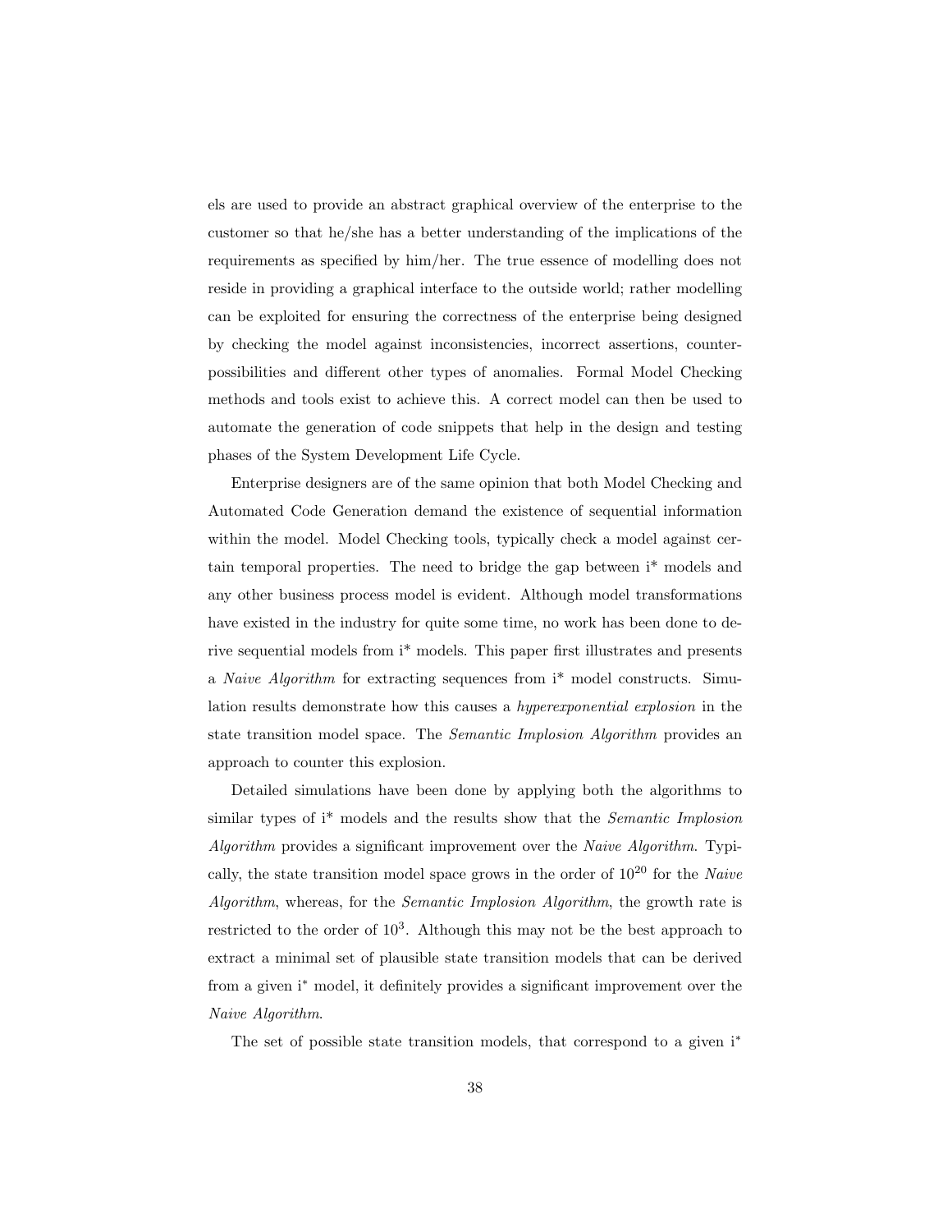els are used to provide an abstract graphical overview of the enterprise to the customer so that he/she has a better understanding of the implications of the requirements as specified by him/her. The true essence of modelling does not reside in providing a graphical interface to the outside world; rather modelling can be exploited for ensuring the correctness of the enterprise being designed by checking the model against inconsistencies, incorrect assertions, counter-possibilities and different other types of anomalies. Formal Model Checking methods and tools exist to achieve this. A correct model can then be used to automate the generation of code snippets that help in the design and testing phases of the System Development Life Cycle.

Enterprise designers are of the same opinion that both Model Checking and Automated Code Generation demand the existence of sequential information within the model. Model Checking tools, typically check a model against certain temporal properties. The need to bridge the gap between i* models and any other business process model is evident. Although model transformations have existed in the industry for quite some time, no work has been done to derive sequential models from i* models. This paper first illustrates and presents a *Naive Algorithm* for extracting sequences from i* model constructs. Simulation results demonstrate how this causes a *hyperexponential explosion* in the state transition model space. The *Semantic Implosion Algorithm* provides an approach to counter this explosion.

Detailed simulations have been done by applying both the algorithms to similar types of i* models and the results show that the *Semantic Implosion Algorithm* provides a significant improvement over the *Naive Algorithm*. Typically, the state transition model space grows in the order of $10^{20}$ for the *Naive Algorithm*, whereas, for the *Semantic Implosion Algorithm*, the growth rate is restricted to the order of $10^3$. Although this may not be the best approach to extract a minimal set of plausible state transition models that can be derived from a given i* model, it definitely provides a significant improvement over the *Naive Algorithm*.

The set of possible state transition models, that correspond to a given i*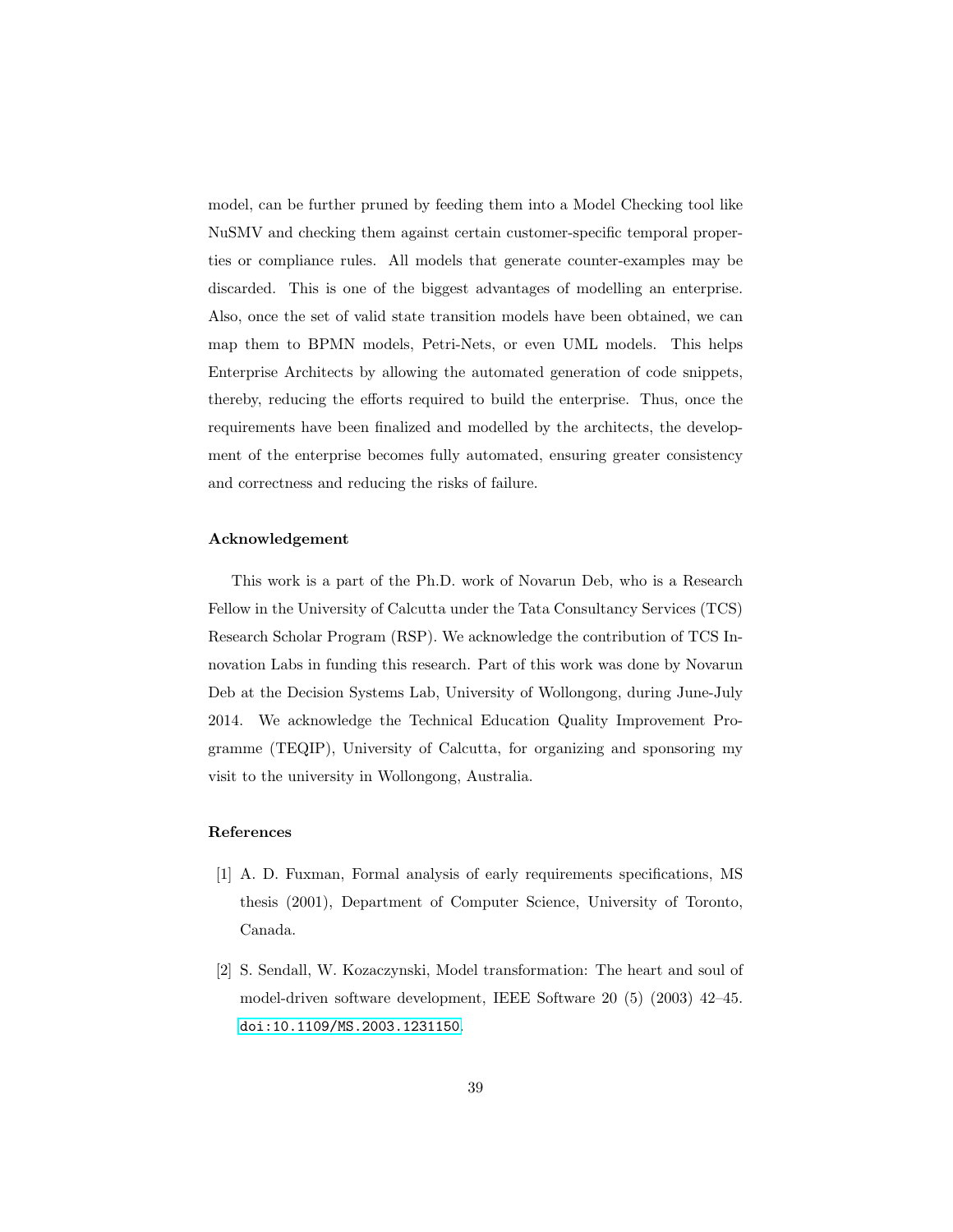model, can be further pruned by feeding them into a Model Checking tool like NuSMV and checking them against certain customer-specific temporal properties or compliance rules. All models that generate counter-examples may be discarded. This is one of the biggest advantages of modelling an enterprise. Also, once the set of valid state transition models have been obtained, we can map them to BPMN models, Petri-Nets, or even UML models. This helps Enterprise Architects by allowing the automated generation of code snippets, thereby, reducing the efforts required to build the enterprise. Thus, once the requirements have been finalized and modelled by the architects, the development of the enterprise becomes fully automated, ensuring greater consistency and correctness and reducing the risks of failure.

### Acknowledgement

This work is a part of the Ph.D. work of Novarun Deb, who is a Research Fellow in the University of Calcutta under the Tata Consultancy Services (TCS) Research Scholar Program (RSP). We acknowledge the contribution of TCS Innovation Labs in funding this research. Part of this work was done by Novarun Deb at the Decision Systems Lab, University of Wollongong, during June-July 2014. We acknowledge the Technical Education Quality Improvement Programme (TEQIP), University of Calcutta, for organizing and sponsoring my visit to the university in Wollongong, Australia.

### References

[1] A. D. Fuxman, Formal analysis of early requirements specifications, MS thesis (2001), Department of Computer Science, University of Toronto, Canada.

[2] S. Sendall, W. Kozaczynski, Model transformation: The heart and soul of model-driven software development, IEEE Software 20 (5) (2003) 42–45. doi:10.1109/MS.2003.1231150.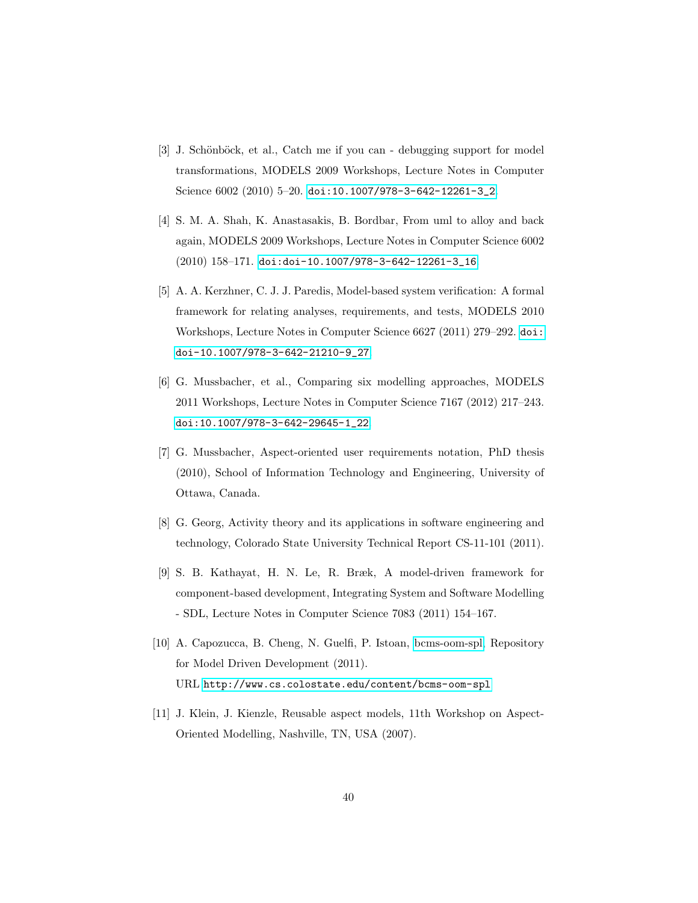[3] J. Schönböck, et al., Catch me if you can - debugging support for model transformations, MODELS 2009 Workshops, Lecture Notes in Computer Science 6002 (2010) 5–20. doi:10.1007/978-3-642-12261-3_2.

[4] S. M. A. Shah, K. Anastasakis, B. Bordbar, From uml to alloy and back again, MODELS 2009 Workshops, Lecture Notes in Computer Science 6002 (2010) 158–171. doi:doi-10.1007/978-3-642-12261-3_16.

[5] A. A. Kerzhner, C. J. J. Paredis, Model-based system verification: A formal framework for relating analyses, requirements, and tests, MODELS 2010 Workshops, Lecture Notes in Computer Science 6627 (2011) 279–292. doi:doi-10.1007/978-3-642-21210-9_27.

[6] G. Mussbacher, et al., Comparing six modelling approaches, MODELS 2011 Workshops, Lecture Notes in Computer Science 7167 (2012) 217–243. doi:10.1007/978-3-642-29645-1_22.

[7] G. Mussbacher, Aspect-oriented user requirements notation, PhD thesis (2010), School of Information Technology and Engineering, University of Ottawa, Canada.

[8] G. Georg, Activity theory and its applications in software engineering and technology, Colorado State University Technical Report CS-11-101 (2011).

[9] S. B. Kathayat, H. N. Le, R. Bræk, A model-driven framework for component-based development, Integrating System and Software Modelling - SDL, Lecture Notes in Computer Science 7083 (2011) 154–167.

[10] A. Capozucca, B. Cheng, N. Guelfi, P. Istoan, bcms-oom-spl, Repository for Model Driven Development (2011).
URL http://www.cs.colostate.edu/content/bcms-oom-spl

[11] J. Klein, J. Kienzle, Reusable aspect models, 11th Workshop on Aspect-Oriented Modelling, Nashville, TN, USA (2007).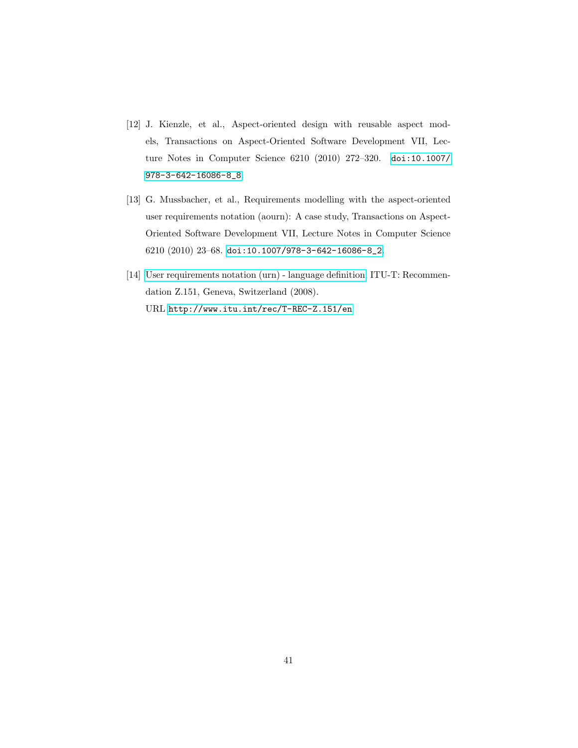[12] J. Kienzle, et al., Aspect-oriented design with reusable aspect models, Transactions on Aspect-Oriented Software Development VII, Lecture Notes in Computer Science 6210 (2010) 272–320. doi:10.1007/978-3-642-16086-8_8.

[13] G. Mussbacher, et al., Requirements modelling with the aspect-oriented user requirements notation (aourn): A case study, Transactions on Aspect-Oriented Software Development VII, Lecture Notes in Computer Science 6210 (2010) 23–68. doi:10.1007/978-3-642-16086-8_2.

[14] User requirements notation (urn) - language definition, ITU-T: Recommendation Z.151, Geneva, Switzerland (2008).
URL http://www.itu.int/rec/T-REC-Z.151/en